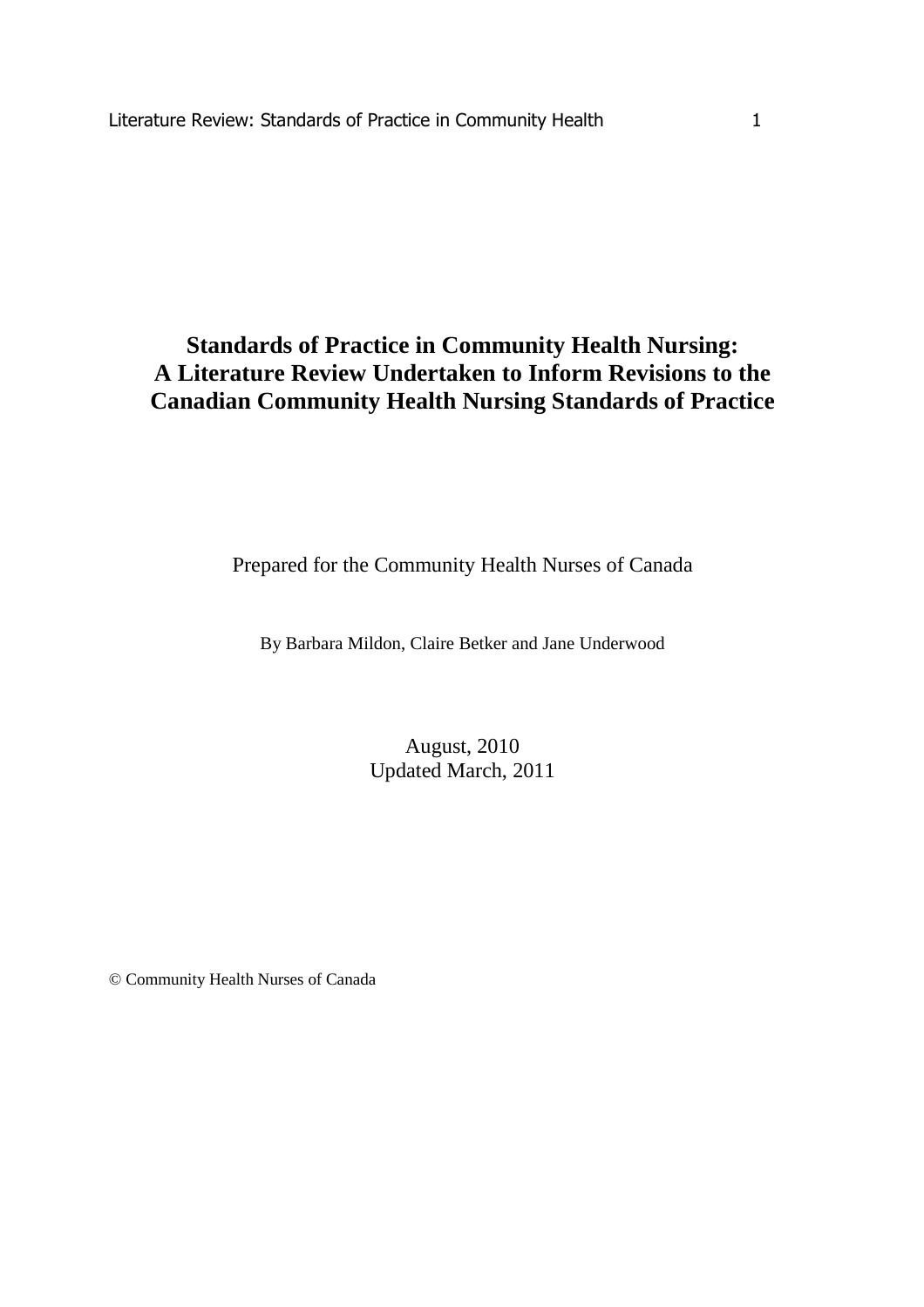# Standards of Practice in Community Health Nursing: A Literature Review Undertaken to Inform Revisions to the Canadian Community Health Nursing Standards of Practice

Prepared for the Community Health Nurses of Canada

By Barbara Mildon, Claire Betker and Jane Underwood

August, 2010
Updated March, 2011

© Community Health Nurses of Canada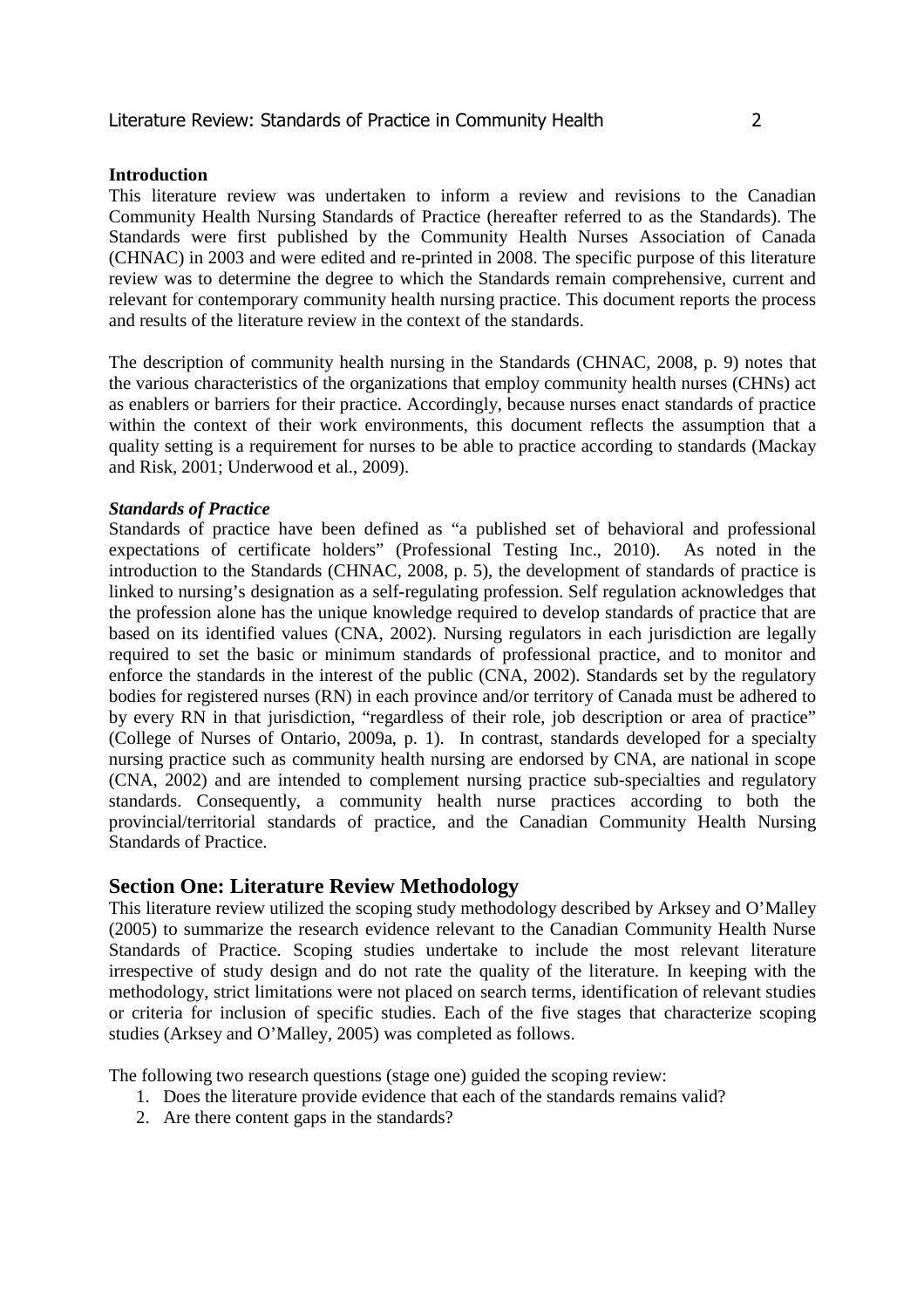## Introduction

This literature review was undertaken to inform a review and revisions to the Canadian Community Health Nursing Standards of Practice (hereafter referred to as the Standards). The Standards were first published by the Community Health Nurses Association of Canada (CHNAC) in 2003 and were edited and re-printed in 2008. The specific purpose of this literature review was to determine the degree to which the Standards remain comprehensive, current and relevant for contemporary community health nursing practice. This document reports the process and results of the literature review in the context of the standards.

The description of community health nursing in the Standards (CHNAC, 2008, p. 9) notes that the various characteristics of the organizations that employ community health nurses (CHNs) act as enablers or barriers for their practice. Accordingly, because nurses enact standards of practice within the context of their work environments, this document reflects the assumption that a quality setting is a requirement for nurses to be able to practice according to standards (Mackay and Risk, 2001; Underwood et al., 2009).

### *Standards of Practice*

Standards of practice have been defined as "a published set of behavioral and professional expectations of certificate holders" (Professional Testing Inc., 2010). As noted in the introduction to the Standards (CHNAC, 2008, p. 5), the development of standards of practice is linked to nursing's designation as a self-regulating profession. Self regulation acknowledges that the profession alone has the unique knowledge required to develop standards of practice that are based on its identified values (CNA, 2002). Nursing regulators in each jurisdiction are legally required to set the basic or minimum standards of professional practice, and to monitor and enforce the standards in the interest of the public (CNA, 2002). Standards set by the regulatory bodies for registered nurses (RN) in each province and/or territory of Canada must be adhered to by every RN in that jurisdiction, "regardless of their role, job description or area of practice" (College of Nurses of Ontario, 2009a, p. 1). In contrast, standards developed for a specialty nursing practice such as community health nursing are endorsed by CNA, are national in scope (CNA, 2002) and are intended to complement nursing practice sub-specialties and regulatory standards. Consequently, a community health nurse practices according to both the provincial/territorial standards of practice, and the Canadian Community Health Nursing Standards of Practice.

## Section One: Literature Review Methodology

This literature review utilized the scoping study methodology described by Arksey and O'Malley (2005) to summarize the research evidence relevant to the Canadian Community Health Nurse Standards of Practice. Scoping studies undertake to include the most relevant literature irrespective of study design and do not rate the quality of the literature. In keeping with the methodology, strict limitations were not placed on search terms, identification of relevant studies or criteria for inclusion of specific studies. Each of the five stages that characterize scoping studies (Arksey and O'Malley, 2005) was completed as follows.

The following two research questions (stage one) guided the scoping review:

1. Does the literature provide evidence that each of the standards remains valid?
2. Are there content gaps in the standards?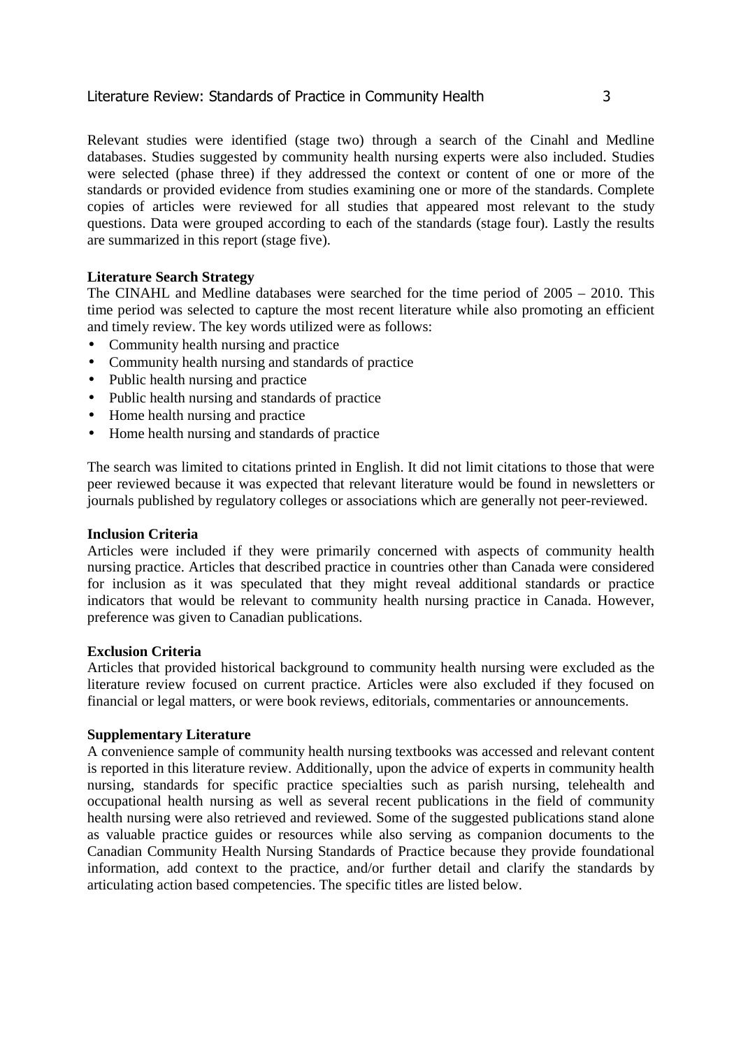Relevant studies were identified (stage two) through a search of the Cinahl and Medline databases. Studies suggested by community health nursing experts were also included. Studies were selected (phase three) if they addressed the context or content of one or more of the standards or provided evidence from studies examining one or more of the standards. Complete copies of articles were reviewed for all studies that appeared most relevant to the study questions. Data were grouped according to each of the standards (stage four). Lastly the results are summarized in this report (stage five).

**Literature Search Strategy**

The CINAHL and Medline databases were searched for the time period of 2005 – 2010. This time period was selected to capture the most recent literature while also promoting an efficient and timely review. The key words utilized were as follows:

- Community health nursing and practice
- Community health nursing and standards of practice
- Public health nursing and practice
- Public health nursing and standards of practice
- Home health nursing and practice
- Home health nursing and standards of practice

The search was limited to citations printed in English. It did not limit citations to those that were peer reviewed because it was expected that relevant literature would be found in newsletters or journals published by regulatory colleges or associations which are generally not peer-reviewed.

**Inclusion Criteria**

Articles were included if they were primarily concerned with aspects of community health nursing practice. Articles that described practice in countries other than Canada were considered for inclusion as it was speculated that they might reveal additional standards or practice indicators that would be relevant to community health nursing practice in Canada. However, preference was given to Canadian publications.

**Exclusion Criteria**

Articles that provided historical background to community health nursing were excluded as the literature review focused on current practice. Articles were also excluded if they focused on financial or legal matters, or were book reviews, editorials, commentaries or announcements.

**Supplementary Literature**

A convenience sample of community health nursing textbooks was accessed and relevant content is reported in this literature review. Additionally, upon the advice of experts in community health nursing, standards for specific practice specialties such as parish nursing, telehealth and occupational health nursing as well as several recent publications in the field of community health nursing were also retrieved and reviewed. Some of the suggested publications stand alone as valuable practice guides or resources while also serving as companion documents to the Canadian Community Health Nursing Standards of Practice because they provide foundational information, add context to the practice, and/or further detail and clarify the standards by articulating action based competencies. The specific titles are listed below.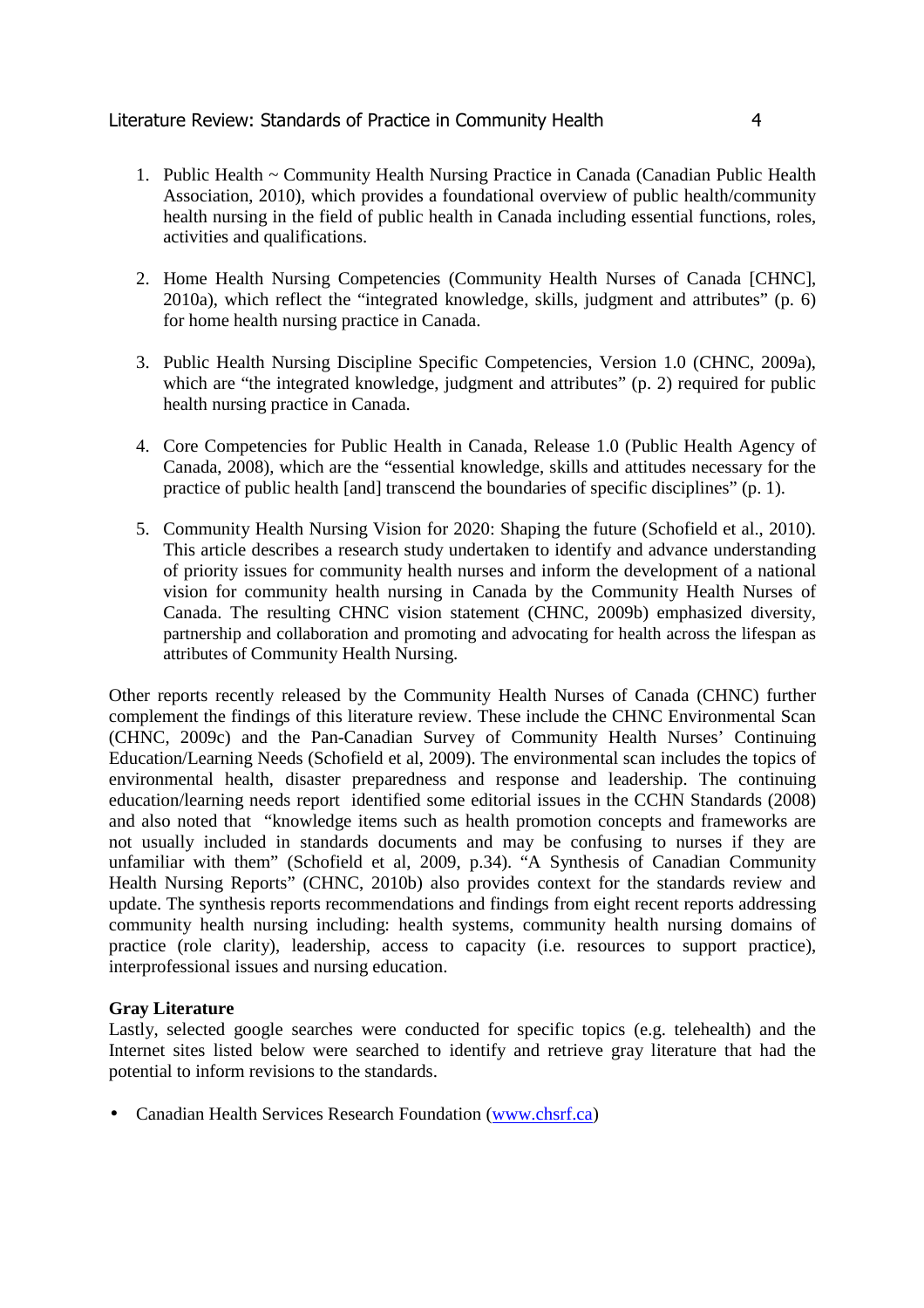1. Public Health ~ Community Health Nursing Practice in Canada (Canadian Public Health Association, 2010), which provides a foundational overview of public health/community health nursing in the field of public health in Canada including essential functions, roles, activities and qualifications.

2. Home Health Nursing Competencies (Community Health Nurses of Canada [CHNC], 2010a), which reflect the "integrated knowledge, skills, judgment and attributes" (p. 6) for home health nursing practice in Canada.

3. Public Health Nursing Discipline Specific Competencies, Version 1.0 (CHNC, 2009a), which are "the integrated knowledge, judgment and attributes" (p. 2) required for public health nursing practice in Canada.

4. Core Competencies for Public Health in Canada, Release 1.0 (Public Health Agency of Canada, 2008), which are the "essential knowledge, skills and attitudes necessary for the practice of public health [and] transcend the boundaries of specific disciplines" (p. 1).

5. Community Health Nursing Vision for 2020: Shaping the future (Schofield et al., 2010). This article describes a research study undertaken to identify and advance understanding of priority issues for community health nurses and inform the development of a national vision for community health nursing in Canada by the Community Health Nurses of Canada. The resulting CHNC vision statement (CHNC, 2009b) emphasized diversity, partnership and collaboration and promoting and advocating for health across the lifespan as attributes of Community Health Nursing.

Other reports recently released by the Community Health Nurses of Canada (CHNC) further complement the findings of this literature review. These include the CHNC Environmental Scan (CHNC, 2009c) and the Pan-Canadian Survey of Community Health Nurses' Continuing Education/Learning Needs (Schofield et al, 2009). The environmental scan includes the topics of environmental health, disaster preparedness and response and leadership. The continuing education/learning needs report identified some editorial issues in the CCHN Standards (2008) and also noted that "knowledge items such as health promotion concepts and frameworks are not usually included in standards documents and may be confusing to nurses if they are unfamiliar with them" (Schofield et al, 2009, p.34). "A Synthesis of Canadian Community Health Nursing Reports" (CHNC, 2010b) also provides context for the standards review and update. The synthesis reports recommendations and findings from eight recent reports addressing community health nursing including: health systems, community health nursing domains of practice (role clarity), leadership, access to capacity (i.e. resources to support practice), interprofessional issues and nursing education.

**Gray Literature**

Lastly, selected google searches were conducted for specific topics (e.g. telehealth) and the Internet sites listed below were searched to identify and retrieve gray literature that had the potential to inform revisions to the standards.

- Canadian Health Services Research Foundation (www.chsrf.ca)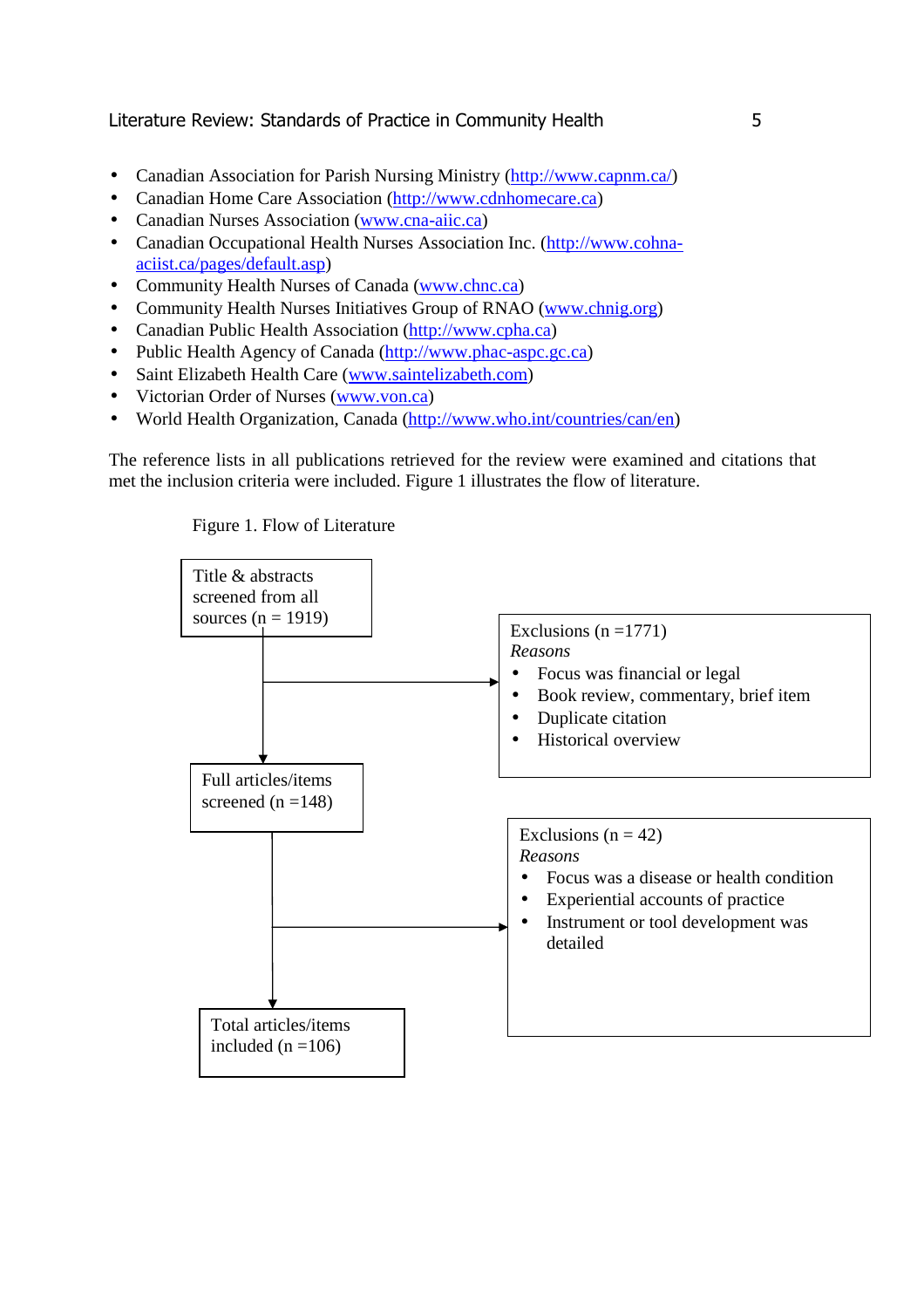- Canadian Association for Parish Nursing Ministry (http://www.capnm.ca/)
- Canadian Home Care Association (http://www.cdnhomecare.ca)
- Canadian Nurses Association (www.cna-aiic.ca)
- Canadian Occupational Health Nurses Association Inc. (http://www.cohna-aciist.ca/pages/default.asp)
- Community Health Nurses of Canada (www.chnc.ca)
- Community Health Nurses Initiatives Group of RNAO (www.chnig.org)
- Canadian Public Health Association (http://www.cpha.ca)
- Public Health Agency of Canada (http://www.phac-aspc.gc.ca)
- Saint Elizabeth Health Care (www.saintelizabeth.com)
- Victorian Order of Nurses (www.von.ca)
- World Health Organization, Canada (http://www.who.int/countries/can/en)

The reference lists in all publications retrieved for the review were examined and citations that met the inclusion criteria were included. Figure 1 illustrates the flow of literature.

Figure 1. Flow of Literature

Title & abstracts screened from all sources (n = 1919)

→ Exclusions (n =1771)
*Reasons*
- Focus was financial or legal
- Book review, commentary, brief item
- Duplicate citation
- Historical overview

Full articles/items screened (n =148)

→ Exclusions (n = 42)
*Reasons*
- Focus was a disease or health condition
- Experiential accounts of practice
- Instrument or tool development was detailed

Total articles/items included (n =106)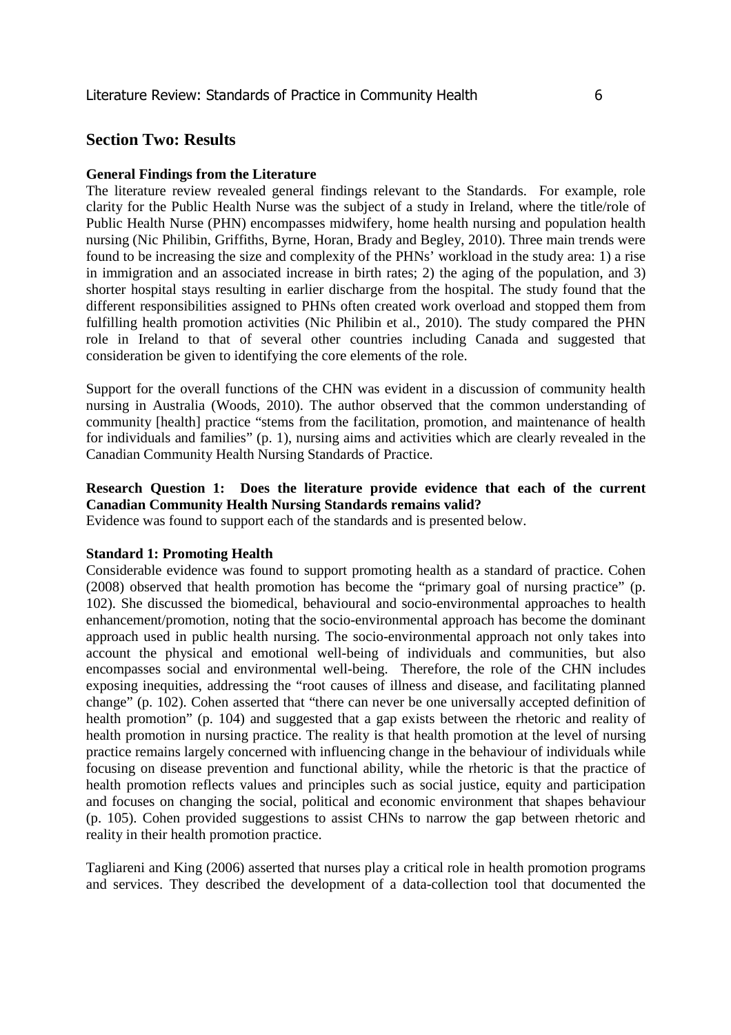## Section Two: Results

### General Findings from the Literature

The literature review revealed general findings relevant to the Standards. For example, role clarity for the Public Health Nurse was the subject of a study in Ireland, where the title/role of Public Health Nurse (PHN) encompasses midwifery, home health nursing and population health nursing (Nic Philibin, Griffiths, Byrne, Horan, Brady and Begley, 2010). Three main trends were found to be increasing the size and complexity of the PHNs' workload in the study area: 1) a rise in immigration and an associated increase in birth rates; 2) the aging of the population, and 3) shorter hospital stays resulting in earlier discharge from the hospital. The study found that the different responsibilities assigned to PHNs often created work overload and stopped them from fulfilling health promotion activities (Nic Philibin et al., 2010). The study compared the PHN role in Ireland to that of several other countries including Canada and suggested that consideration be given to identifying the core elements of the role.

Support for the overall functions of the CHN was evident in a discussion of community health nursing in Australia (Woods, 2010). The author observed that the common understanding of community [health] practice "stems from the facilitation, promotion, and maintenance of health for individuals and families" (p. 1), nursing aims and activities which are clearly revealed in the Canadian Community Health Nursing Standards of Practice.

### Research Question 1: Does the literature provide evidence that each of the current Canadian Community Health Nursing Standards remains valid?

Evidence was found to support each of the standards and is presented below.

### Standard 1: Promoting Health

Considerable evidence was found to support promoting health as a standard of practice. Cohen (2008) observed that health promotion has become the "primary goal of nursing practice" (p. 102). She discussed the biomedical, behavioural and socio-environmental approaches to health enhancement/promotion, noting that the socio-environmental approach has become the dominant approach used in public health nursing. The socio-environmental approach not only takes into account the physical and emotional well-being of individuals and communities, but also encompasses social and environmental well-being. Therefore, the role of the CHN includes exposing inequities, addressing the "root causes of illness and disease, and facilitating planned change" (p. 102). Cohen asserted that "there can never be one universally accepted definition of health promotion" (p. 104) and suggested that a gap exists between the rhetoric and reality of health promotion in nursing practice. The reality is that health promotion at the level of nursing practice remains largely concerned with influencing change in the behaviour of individuals while focusing on disease prevention and functional ability, while the rhetoric is that the practice of health promotion reflects values and principles such as social justice, equity and participation and focuses on changing the social, political and economic environment that shapes behaviour (p. 105). Cohen provided suggestions to assist CHNs to narrow the gap between rhetoric and reality in their health promotion practice.

Tagliareni and King (2006) asserted that nurses play a critical role in health promotion programs and services. They described the development of a data-collection tool that documented the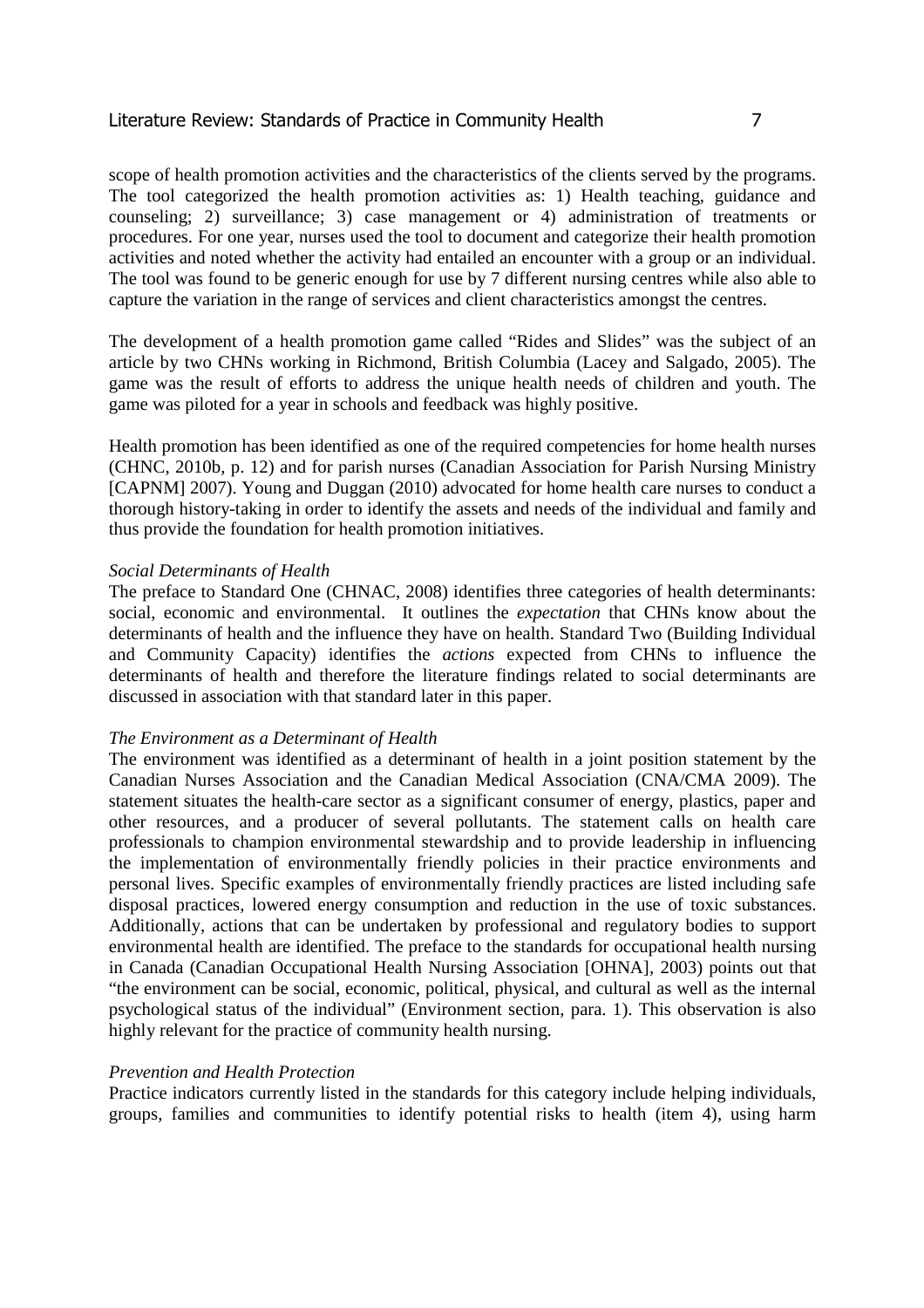scope of health promotion activities and the characteristics of the clients served by the programs. The tool categorized the health promotion activities as: 1) Health teaching, guidance and counseling; 2) surveillance; 3) case management or 4) administration of treatments or procedures. For one year, nurses used the tool to document and categorize their health promotion activities and noted whether the activity had entailed an encounter with a group or an individual. The tool was found to be generic enough for use by 7 different nursing centres while also able to capture the variation in the range of services and client characteristics amongst the centres.

The development of a health promotion game called "Rides and Slides" was the subject of an article by two CHNs working in Richmond, British Columbia (Lacey and Salgado, 2005). The game was the result of efforts to address the unique health needs of children and youth. The game was piloted for a year in schools and feedback was highly positive.

Health promotion has been identified as one of the required competencies for home health nurses (CHNC, 2010b, p. 12) and for parish nurses (Canadian Association for Parish Nursing Ministry [CAPNM] 2007). Young and Duggan (2010) advocated for home health care nurses to conduct a thorough history-taking in order to identify the assets and needs of the individual and family and thus provide the foundation for health promotion initiatives.

*Social Determinants of Health*

The preface to Standard One (CHNAC, 2008) identifies three categories of health determinants: social, economic and environmental. It outlines the *expectation* that CHNs know about the determinants of health and the influence they have on health. Standard Two (Building Individual and Community Capacity) identifies the *actions* expected from CHNs to influence the determinants of health and therefore the literature findings related to social determinants are discussed in association with that standard later in this paper.

*The Environment as a Determinant of Health*

The environment was identified as a determinant of health in a joint position statement by the Canadian Nurses Association and the Canadian Medical Association (CNA/CMA 2009). The statement situates the health-care sector as a significant consumer of energy, plastics, paper and other resources, and a producer of several pollutants. The statement calls on health care professionals to champion environmental stewardship and to provide leadership in influencing the implementation of environmentally friendly policies in their practice environments and personal lives. Specific examples of environmentally friendly practices are listed including safe disposal practices, lowered energy consumption and reduction in the use of toxic substances. Additionally, actions that can be undertaken by professional and regulatory bodies to support environmental health are identified. The preface to the standards for occupational health nursing in Canada (Canadian Occupational Health Nursing Association [OHNA], 2003) points out that "the environment can be social, economic, political, physical, and cultural as well as the internal psychological status of the individual" (Environment section, para. 1). This observation is also highly relevant for the practice of community health nursing.

*Prevention and Health Protection*

Practice indicators currently listed in the standards for this category include helping individuals, groups, families and communities to identify potential risks to health (item 4), using harm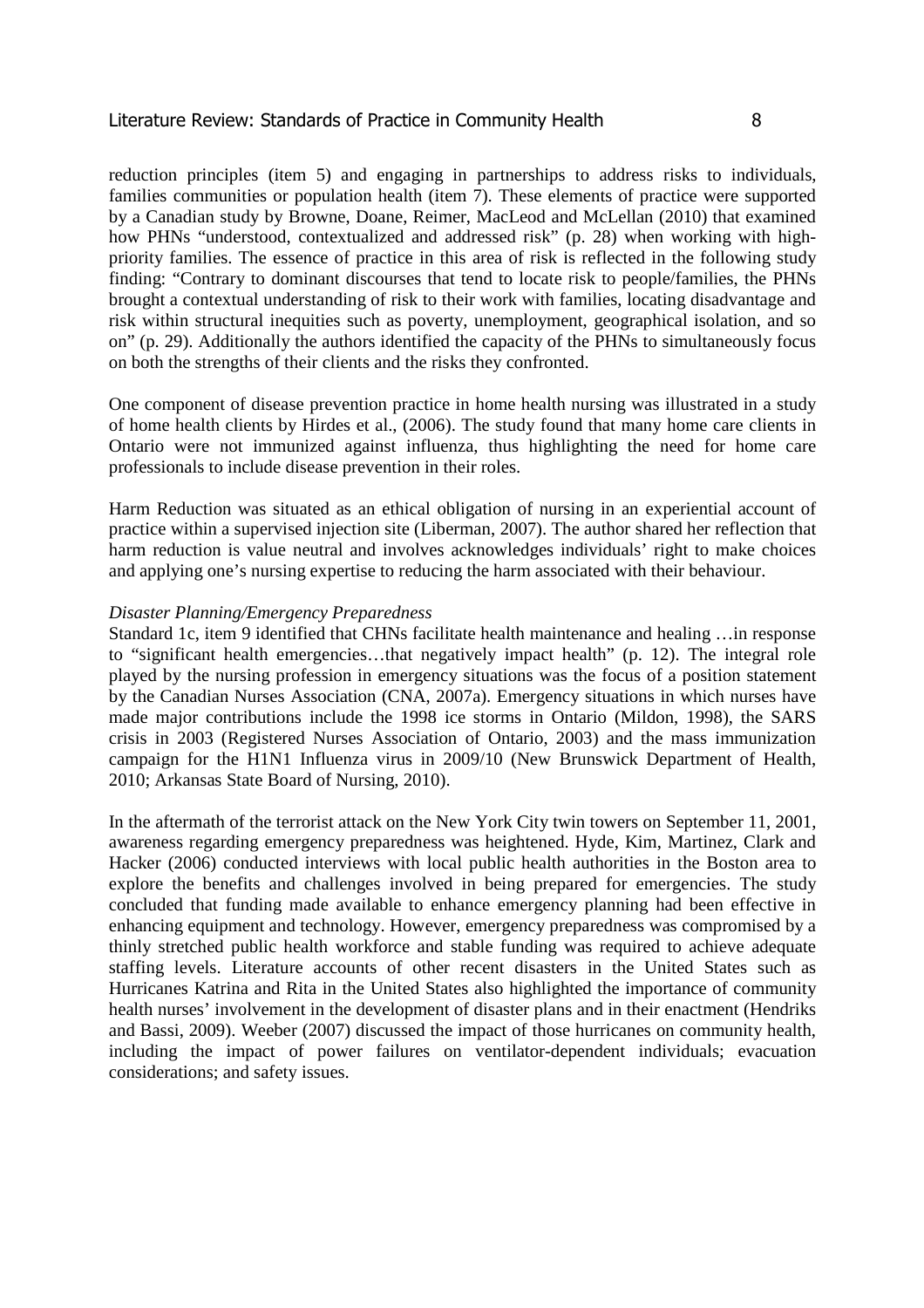reduction principles (item 5) and engaging in partnerships to address risks to individuals, families communities or population health (item 7). These elements of practice were supported by a Canadian study by Browne, Doane, Reimer, MacLeod and McLellan (2010) that examined how PHNs "understood, contextualized and addressed risk" (p. 28) when working with high-priority families. The essence of practice in this area of risk is reflected in the following study finding: "Contrary to dominant discourses that tend to locate risk to people/families, the PHNs brought a contextual understanding of risk to their work with families, locating disadvantage and risk within structural inequities such as poverty, unemployment, geographical isolation, and so on" (p. 29). Additionally the authors identified the capacity of the PHNs to simultaneously focus on both the strengths of their clients and the risks they confronted.

One component of disease prevention practice in home health nursing was illustrated in a study of home health clients by Hirdes et al., (2006). The study found that many home care clients in Ontario were not immunized against influenza, thus highlighting the need for home care professionals to include disease prevention in their roles.

Harm Reduction was situated as an ethical obligation of nursing in an experiential account of practice within a supervised injection site (Liberman, 2007). The author shared her reflection that harm reduction is value neutral and involves acknowledges individuals' right to make choices and applying one's nursing expertise to reducing the harm associated with their behaviour.

*Disaster Planning/Emergency Preparedness*

Standard 1c, item 9 identified that CHNs facilitate health maintenance and healing …in response to "significant health emergencies…that negatively impact health" (p. 12). The integral role played by the nursing profession in emergency situations was the focus of a position statement by the Canadian Nurses Association (CNA, 2007a). Emergency situations in which nurses have made major contributions include the 1998 ice storms in Ontario (Mildon, 1998), the SARS crisis in 2003 (Registered Nurses Association of Ontario, 2003) and the mass immunization campaign for the H1N1 Influenza virus in 2009/10 (New Brunswick Department of Health, 2010; Arkansas State Board of Nursing, 2010).

In the aftermath of the terrorist attack on the New York City twin towers on September 11, 2001, awareness regarding emergency preparedness was heightened. Hyde, Kim, Martinez, Clark and Hacker (2006) conducted interviews with local public health authorities in the Boston area to explore the benefits and challenges involved in being prepared for emergencies. The study concluded that funding made available to enhance emergency planning had been effective in enhancing equipment and technology. However, emergency preparedness was compromised by a thinly stretched public health workforce and stable funding was required to achieve adequate staffing levels. Literature accounts of other recent disasters in the United States such as Hurricanes Katrina and Rita in the United States also highlighted the importance of community health nurses' involvement in the development of disaster plans and in their enactment (Hendriks and Bassi, 2009). Weeber (2007) discussed the impact of those hurricanes on community health, including the impact of power failures on ventilator-dependent individuals; evacuation considerations; and safety issues.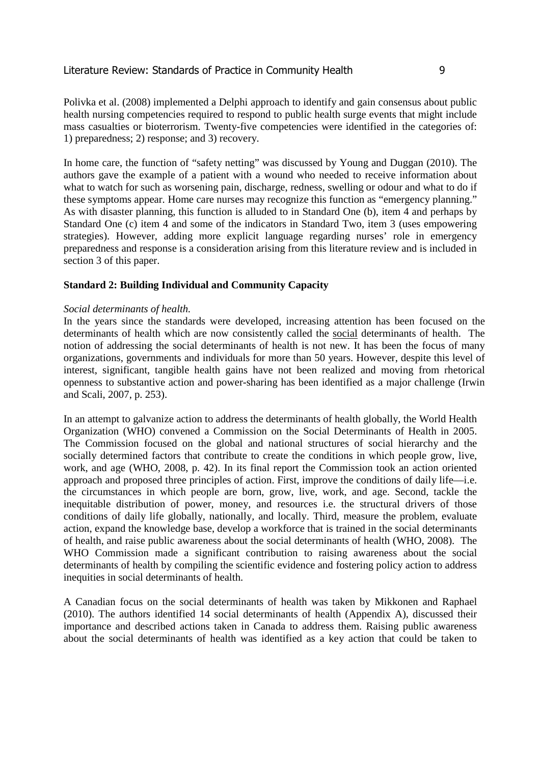Polivka et al. (2008) implemented a Delphi approach to identify and gain consensus about public health nursing competencies required to respond to public health surge events that might include mass casualties or bioterrorism. Twenty-five competencies were identified in the categories of: 1) preparedness; 2) response; and 3) recovery.

In home care, the function of "safety netting" was discussed by Young and Duggan (2010). The authors gave the example of a patient with a wound who needed to receive information about what to watch for such as worsening pain, discharge, redness, swelling or odour and what to do if these symptoms appear. Home care nurses may recognize this function as "emergency planning." As with disaster planning, this function is alluded to in Standard One (b), item 4 and perhaps by Standard One (c) item 4 and some of the indicators in Standard Two, item 3 (uses empowering strategies). However, adding more explicit language regarding nurses' role in emergency preparedness and response is a consideration arising from this literature review and is included in section 3 of this paper.

**Standard 2: Building Individual and Community Capacity**

*Social determinants of health.*

In the years since the standards were developed, increasing attention has been focused on the determinants of health which are now consistently called the <u>social</u> determinants of health. The notion of addressing the social determinants of health is not new. It has been the focus of many organizations, governments and individuals for more than 50 years. However, despite this level of interest, significant, tangible health gains have not been realized and moving from rhetorical openness to substantive action and power-sharing has been identified as a major challenge (Irwin and Scali, 2007, p. 253).

In an attempt to galvanize action to address the determinants of health globally, the World Health Organization (WHO) convened a Commission on the Social Determinants of Health in 2005. The Commission focused on the global and national structures of social hierarchy and the socially determined factors that contribute to create the conditions in which people grow, live, work, and age (WHO, 2008, p. 42). In its final report the Commission took an action oriented approach and proposed three principles of action. First, improve the conditions of daily life—i.e. the circumstances in which people are born, grow, live, work, and age. Second, tackle the inequitable distribution of power, money, and resources i.e. the structural drivers of those conditions of daily life globally, nationally, and locally. Third, measure the problem, evaluate action, expand the knowledge base, develop a workforce that is trained in the social determinants of health, and raise public awareness about the social determinants of health (WHO, 2008). The WHO Commission made a significant contribution to raising awareness about the social determinants of health by compiling the scientific evidence and fostering policy action to address inequities in social determinants of health.

A Canadian focus on the social determinants of health was taken by Mikkonen and Raphael (2010). The authors identified 14 social determinants of health (Appendix A), discussed their importance and described actions taken in Canada to address them. Raising public awareness about the social determinants of health was identified as a key action that could be taken to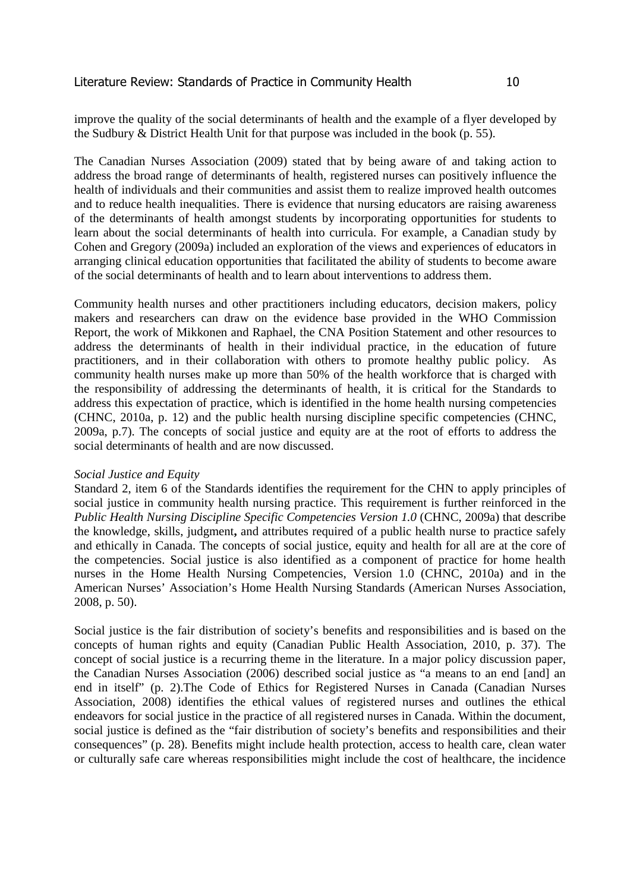improve the quality of the social determinants of health and the example of a flyer developed by the Sudbury & District Health Unit for that purpose was included in the book (p. 55).

The Canadian Nurses Association (2009) stated that by being aware of and taking action to address the broad range of determinants of health, registered nurses can positively influence the health of individuals and their communities and assist them to realize improved health outcomes and to reduce health inequalities. There is evidence that nursing educators are raising awareness of the determinants of health amongst students by incorporating opportunities for students to learn about the social determinants of health into curricula. For example, a Canadian study by Cohen and Gregory (2009a) included an exploration of the views and experiences of educators in arranging clinical education opportunities that facilitated the ability of students to become aware of the social determinants of health and to learn about interventions to address them.

Community health nurses and other practitioners including educators, decision makers, policy makers and researchers can draw on the evidence base provided in the WHO Commission Report, the work of Mikkonen and Raphael, the CNA Position Statement and other resources to address the determinants of health in their individual practice, in the education of future practitioners, and in their collaboration with others to promote healthy public policy. As community health nurses make up more than 50% of the health workforce that is charged with the responsibility of addressing the determinants of health, it is critical for the Standards to address this expectation of practice, which is identified in the home health nursing competencies (CHNC, 2010a, p. 12) and the public health nursing discipline specific competencies (CHNC, 2009a, p.7). The concepts of social justice and equity are at the root of efforts to address the social determinants of health and are now discussed.

*Social Justice and Equity*

Standard 2, item 6 of the Standards identifies the requirement for the CHN to apply principles of social justice in community health nursing practice. This requirement is further reinforced in the *Public Health Nursing Discipline Specific Competencies Version 1.0* (CHNC, 2009a) that describe the knowledge, skills, judgment**,** and attributes required of a public health nurse to practice safely and ethically in Canada. The concepts of social justice, equity and health for all are at the core of the competencies. Social justice is also identified as a component of practice for home health nurses in the Home Health Nursing Competencies, Version 1.0 (CHNC, 2010a) and in the American Nurses' Association's Home Health Nursing Standards (American Nurses Association, 2008, p. 50).

Social justice is the fair distribution of society's benefits and responsibilities and is based on the concepts of human rights and equity (Canadian Public Health Association, 2010, p. 37). The concept of social justice is a recurring theme in the literature. In a major policy discussion paper, the Canadian Nurses Association (2006) described social justice as "a means to an end [and] an end in itself" (p. 2).The Code of Ethics for Registered Nurses in Canada (Canadian Nurses Association, 2008) identifies the ethical values of registered nurses and outlines the ethical endeavors for social justice in the practice of all registered nurses in Canada. Within the document, social justice is defined as the "fair distribution of society's benefits and responsibilities and their consequences" (p. 28). Benefits might include health protection, access to health care, clean water or culturally safe care whereas responsibilities might include the cost of healthcare, the incidence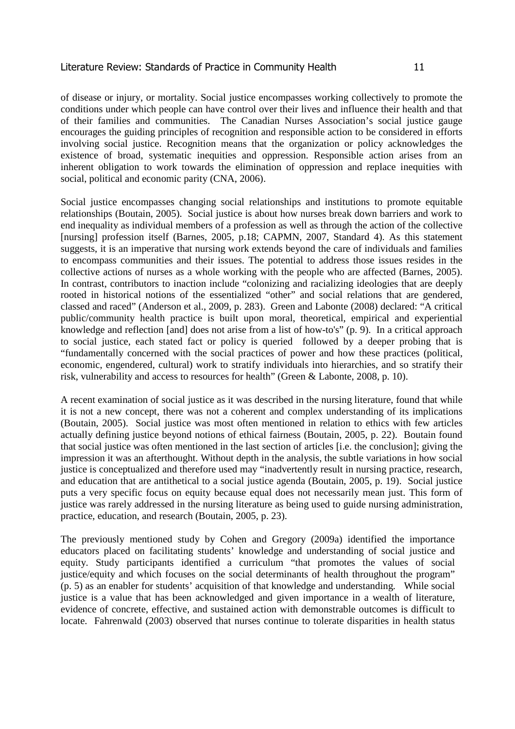of disease or injury, or mortality. Social justice encompasses working collectively to promote the conditions under which people can have control over their lives and influence their health and that of their families and communities. The Canadian Nurses Association's social justice gauge encourages the guiding principles of recognition and responsible action to be considered in efforts involving social justice. Recognition means that the organization or policy acknowledges the existence of broad, systematic inequities and oppression. Responsible action arises from an inherent obligation to work towards the elimination of oppression and replace inequities with social, political and economic parity (CNA, 2006).

Social justice encompasses changing social relationships and institutions to promote equitable relationships (Boutain, 2005). Social justice is about how nurses break down barriers and work to end inequality as individual members of a profession as well as through the action of the collective [nursing] profession itself (Barnes, 2005, p.18; CAPMN, 2007, Standard 4). As this statement suggests, it is an imperative that nursing work extends beyond the care of individuals and families to encompass communities and their issues. The potential to address those issues resides in the collective actions of nurses as a whole working with the people who are affected (Barnes, 2005). In contrast, contributors to inaction include "colonizing and racializing ideologies that are deeply rooted in historical notions of the essentialized "other" and social relations that are gendered, classed and raced" (Anderson et al., 2009, p. 283). Green and Labonte (2008) declared: "A critical public/community health practice is built upon moral, theoretical, empirical and experiential knowledge and reflection [and] does not arise from a list of how-to's" (p. 9). In a critical approach to social justice, each stated fact or policy is queried followed by a deeper probing that is "fundamentally concerned with the social practices of power and how these practices (political, economic, engendered, cultural) work to stratify individuals into hierarchies, and so stratify their risk, vulnerability and access to resources for health" (Green & Labonte, 2008, p. 10).

A recent examination of social justice as it was described in the nursing literature, found that while it is not a new concept, there was not a coherent and complex understanding of its implications (Boutain, 2005). Social justice was most often mentioned in relation to ethics with few articles actually defining justice beyond notions of ethical fairness (Boutain, 2005, p. 22). Boutain found that social justice was often mentioned in the last section of articles [i.e. the conclusion]; giving the impression it was an afterthought. Without depth in the analysis, the subtle variations in how social justice is conceptualized and therefore used may "inadvertently result in nursing practice, research, and education that are antithetical to a social justice agenda (Boutain, 2005, p. 19). Social justice puts a very specific focus on equity because equal does not necessarily mean just. This form of justice was rarely addressed in the nursing literature as being used to guide nursing administration, practice, education, and research (Boutain, 2005, p. 23).

The previously mentioned study by Cohen and Gregory (2009a) identified the importance educators placed on facilitating students' knowledge and understanding of social justice and equity. Study participants identified a curriculum "that promotes the values of social justice/equity and which focuses on the social determinants of health throughout the program" (p. 5) as an enabler for students' acquisition of that knowledge and understanding. While social justice is a value that has been acknowledged and given importance in a wealth of literature, evidence of concrete, effective, and sustained action with demonstrable outcomes is difficult to locate. Fahrenwald (2003) observed that nurses continue to tolerate disparities in health status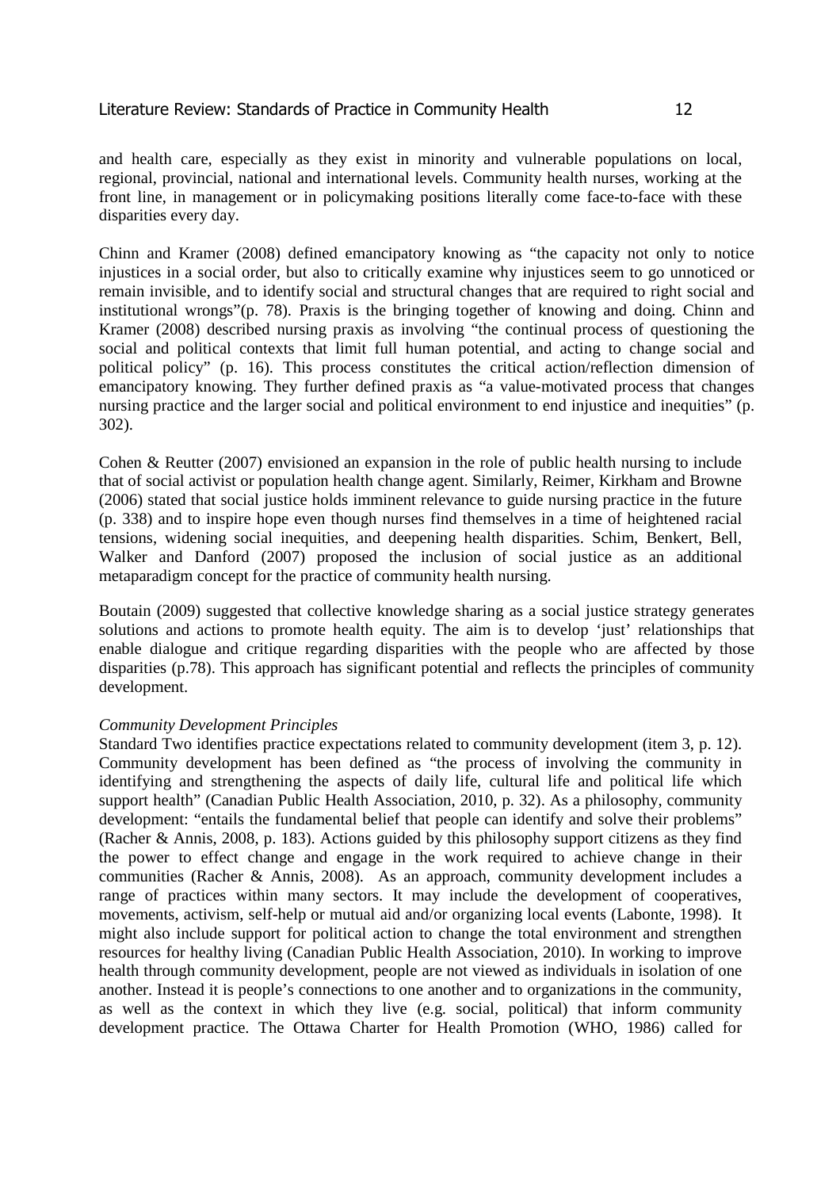and health care, especially as they exist in minority and vulnerable populations on local, regional, provincial, national and international levels. Community health nurses, working at the front line, in management or in policymaking positions literally come face-to-face with these disparities every day.

Chinn and Kramer (2008) defined emancipatory knowing as "the capacity not only to notice injustices in a social order, but also to critically examine why injustices seem to go unnoticed or remain invisible, and to identify social and structural changes that are required to right social and institutional wrongs"(p. 78). Praxis is the bringing together of knowing and doing. Chinn and Kramer (2008) described nursing praxis as involving "the continual process of questioning the social and political contexts that limit full human potential, and acting to change social and political policy" (p. 16). This process constitutes the critical action/reflection dimension of emancipatory knowing. They further defined praxis as "a value-motivated process that changes nursing practice and the larger social and political environment to end injustice and inequities" (p. 302).

Cohen & Reutter (2007) envisioned an expansion in the role of public health nursing to include that of social activist or population health change agent. Similarly, Reimer, Kirkham and Browne (2006) stated that social justice holds imminent relevance to guide nursing practice in the future (p. 338) and to inspire hope even though nurses find themselves in a time of heightened racial tensions, widening social inequities, and deepening health disparities. Schim, Benkert, Bell, Walker and Danford (2007) proposed the inclusion of social justice as an additional metaparadigm concept for the practice of community health nursing.

Boutain (2009) suggested that collective knowledge sharing as a social justice strategy generates solutions and actions to promote health equity. The aim is to develop 'just' relationships that enable dialogue and critique regarding disparities with the people who are affected by those disparities (p.78). This approach has significant potential and reflects the principles of community development.

*Community Development Principles*

Standard Two identifies practice expectations related to community development (item 3, p. 12). Community development has been defined as "the process of involving the community in identifying and strengthening the aspects of daily life, cultural life and political life which support health" (Canadian Public Health Association, 2010, p. 32). As a philosophy, community development: "entails the fundamental belief that people can identify and solve their problems" (Racher & Annis, 2008, p. 183). Actions guided by this philosophy support citizens as they find the power to effect change and engage in the work required to achieve change in their communities (Racher & Annis, 2008). As an approach, community development includes a range of practices within many sectors. It may include the development of cooperatives, movements, activism, self-help or mutual aid and/or organizing local events (Labonte, 1998). It might also include support for political action to change the total environment and strengthen resources for healthy living (Canadian Public Health Association, 2010). In working to improve health through community development, people are not viewed as individuals in isolation of one another. Instead it is people's connections to one another and to organizations in the community, as well as the context in which they live (e.g. social, political) that inform community development practice. The Ottawa Charter for Health Promotion (WHO, 1986) called for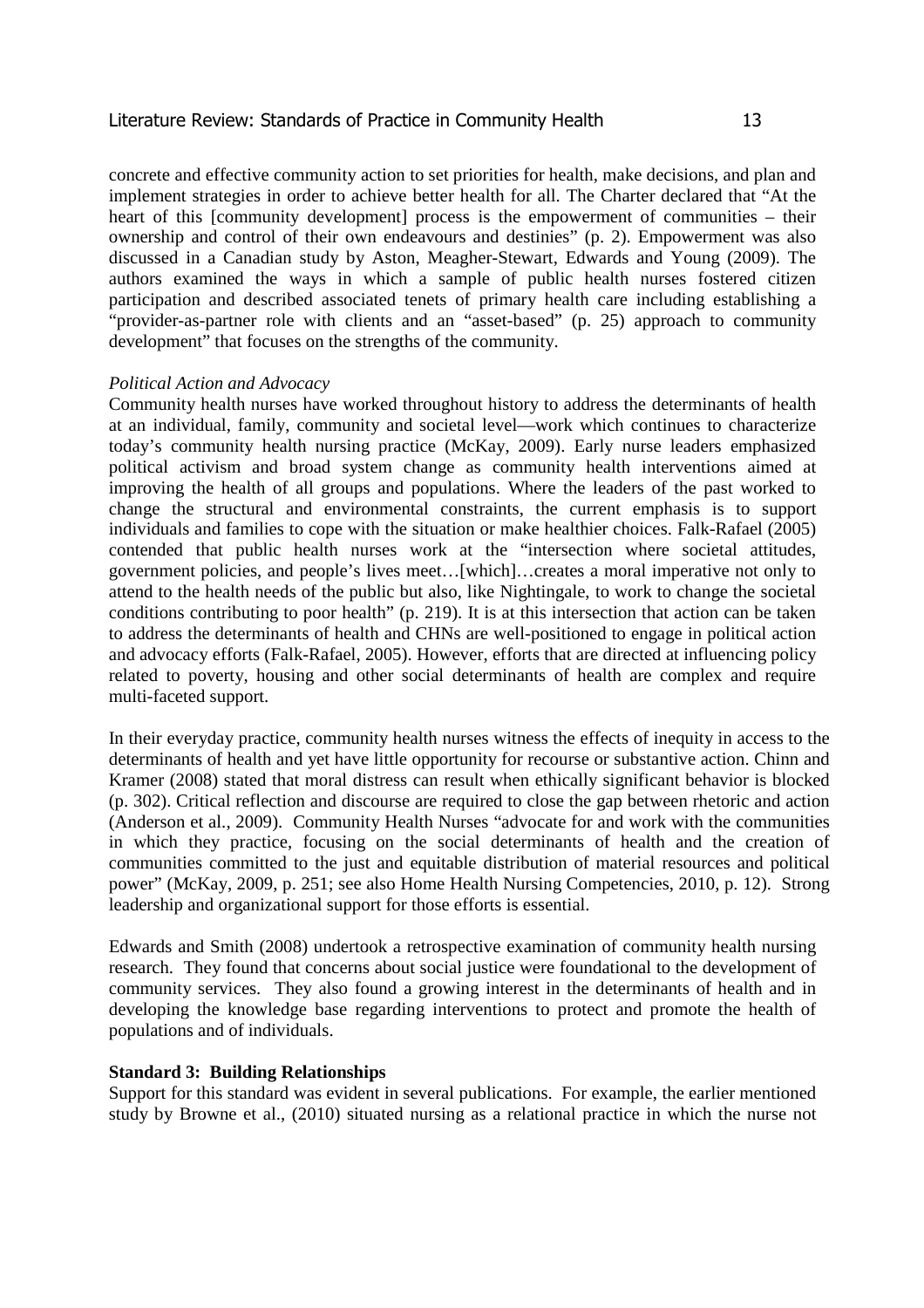concrete and effective community action to set priorities for health, make decisions, and plan and implement strategies in order to achieve better health for all. The Charter declared that "At the heart of this [community development] process is the empowerment of communities – their ownership and control of their own endeavours and destinies" (p. 2). Empowerment was also discussed in a Canadian study by Aston, Meagher-Stewart, Edwards and Young (2009). The authors examined the ways in which a sample of public health nurses fostered citizen participation and described associated tenets of primary health care including establishing a "provider-as-partner role with clients and an "asset-based" (p. 25) approach to community development" that focuses on the strengths of the community.

*Political Action and Advocacy*

Community health nurses have worked throughout history to address the determinants of health at an individual, family, community and societal level—work which continues to characterize today's community health nursing practice (McKay, 2009). Early nurse leaders emphasized political activism and broad system change as community health interventions aimed at improving the health of all groups and populations. Where the leaders of the past worked to change the structural and environmental constraints, the current emphasis is to support individuals and families to cope with the situation or make healthier choices. Falk-Rafael (2005) contended that public health nurses work at the "intersection where societal attitudes, government policies, and people's lives meet…[which]…creates a moral imperative not only to attend to the health needs of the public but also, like Nightingale, to work to change the societal conditions contributing to poor health" (p. 219). It is at this intersection that action can be taken to address the determinants of health and CHNs are well-positioned to engage in political action and advocacy efforts (Falk-Rafael, 2005). However, efforts that are directed at influencing policy related to poverty, housing and other social determinants of health are complex and require multi-faceted support.

In their everyday practice, community health nurses witness the effects of inequity in access to the determinants of health and yet have little opportunity for recourse or substantive action. Chinn and Kramer (2008) stated that moral distress can result when ethically significant behavior is blocked (p. 302). Critical reflection and discourse are required to close the gap between rhetoric and action (Anderson et al., 2009). Community Health Nurses "advocate for and work with the communities in which they practice, focusing on the social determinants of health and the creation of communities committed to the just and equitable distribution of material resources and political power" (McKay, 2009, p. 251; see also Home Health Nursing Competencies, 2010, p. 12). Strong leadership and organizational support for those efforts is essential.

Edwards and Smith (2008) undertook a retrospective examination of community health nursing research. They found that concerns about social justice were foundational to the development of community services. They also found a growing interest in the determinants of health and in developing the knowledge base regarding interventions to protect and promote the health of populations and of individuals.

**Standard 3: Building Relationships**

Support for this standard was evident in several publications. For example, the earlier mentioned study by Browne et al., (2010) situated nursing as a relational practice in which the nurse not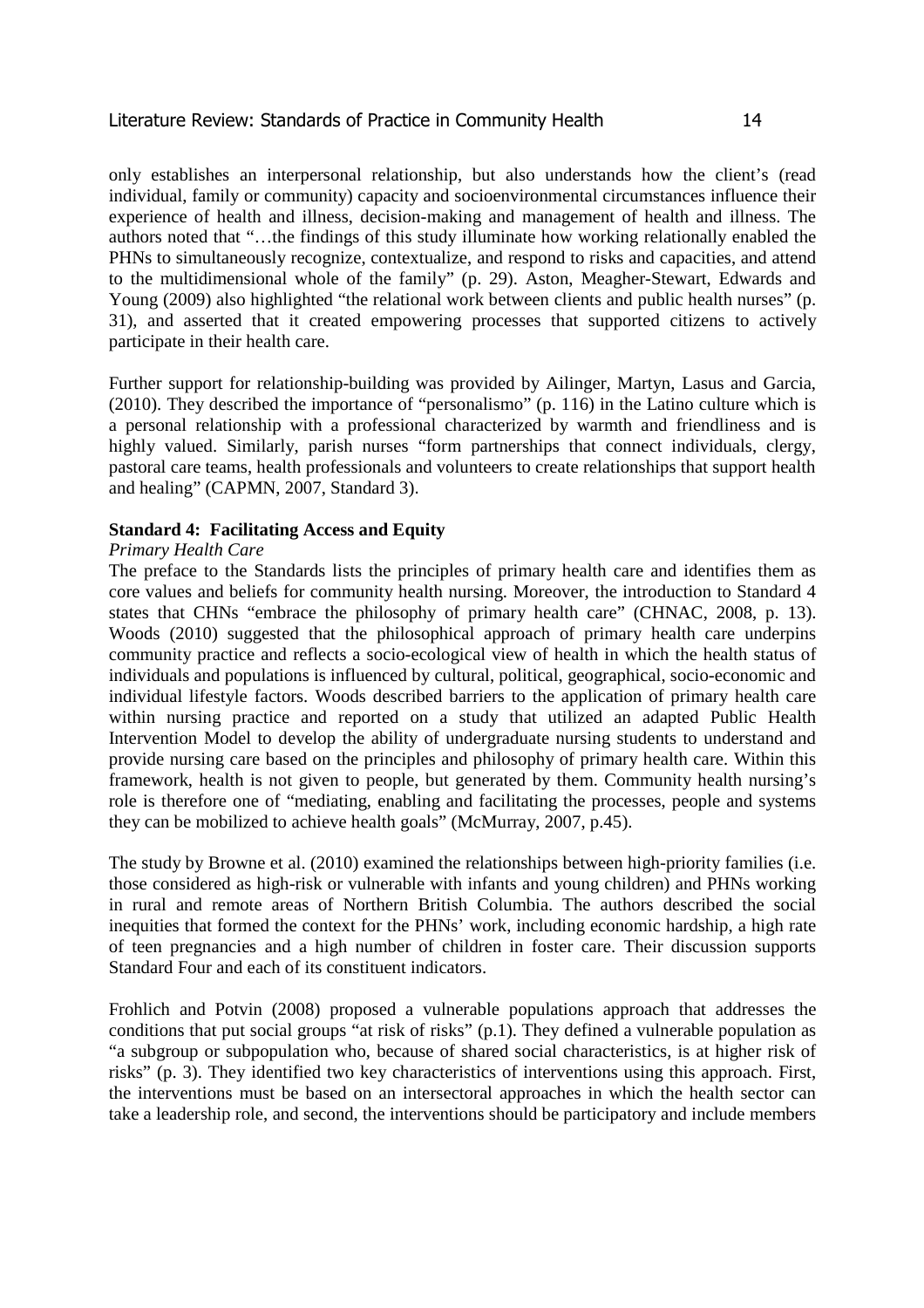only establishes an interpersonal relationship, but also understands how the client's (read individual, family or community) capacity and socioenvironmental circumstances influence their experience of health and illness, decision-making and management of health and illness. The authors noted that "…the findings of this study illuminate how working relationally enabled the PHNs to simultaneously recognize, contextualize, and respond to risks and capacities, and attend to the multidimensional whole of the family" (p. 29). Aston, Meagher-Stewart, Edwards and Young (2009) also highlighted "the relational work between clients and public health nurses" (p. 31), and asserted that it created empowering processes that supported citizens to actively participate in their health care.

Further support for relationship-building was provided by Ailinger, Martyn, Lasus and Garcia, (2010). They described the importance of "personalismo" (p. 116) in the Latino culture which is a personal relationship with a professional characterized by warmth and friendliness and is highly valued. Similarly, parish nurses "form partnerships that connect individuals, clergy, pastoral care teams, health professionals and volunteers to create relationships that support health and healing" (CAPMN, 2007, Standard 3).

**Standard 4: Facilitating Access and Equity**

*Primary Health Care*

The preface to the Standards lists the principles of primary health care and identifies them as core values and beliefs for community health nursing. Moreover, the introduction to Standard 4 states that CHNs "embrace the philosophy of primary health care" (CHNAC, 2008, p. 13). Woods (2010) suggested that the philosophical approach of primary health care underpins community practice and reflects a socio-ecological view of health in which the health status of individuals and populations is influenced by cultural, political, geographical, socio-economic and individual lifestyle factors. Woods described barriers to the application of primary health care within nursing practice and reported on a study that utilized an adapted Public Health Intervention Model to develop the ability of undergraduate nursing students to understand and provide nursing care based on the principles and philosophy of primary health care. Within this framework, health is not given to people, but generated by them. Community health nursing's role is therefore one of "mediating, enabling and facilitating the processes, people and systems they can be mobilized to achieve health goals" (McMurray, 2007, p.45).

The study by Browne et al. (2010) examined the relationships between high-priority families (i.e. those considered as high-risk or vulnerable with infants and young children) and PHNs working in rural and remote areas of Northern British Columbia. The authors described the social inequities that formed the context for the PHNs' work, including economic hardship, a high rate of teen pregnancies and a high number of children in foster care. Their discussion supports Standard Four and each of its constituent indicators.

Frohlich and Potvin (2008) proposed a vulnerable populations approach that addresses the conditions that put social groups "at risk of risks" (p.1). They defined a vulnerable population as "a subgroup or subpopulation who, because of shared social characteristics, is at higher risk of risks" (p. 3). They identified two key characteristics of interventions using this approach. First, the interventions must be based on an intersectoral approaches in which the health sector can take a leadership role, and second, the interventions should be participatory and include members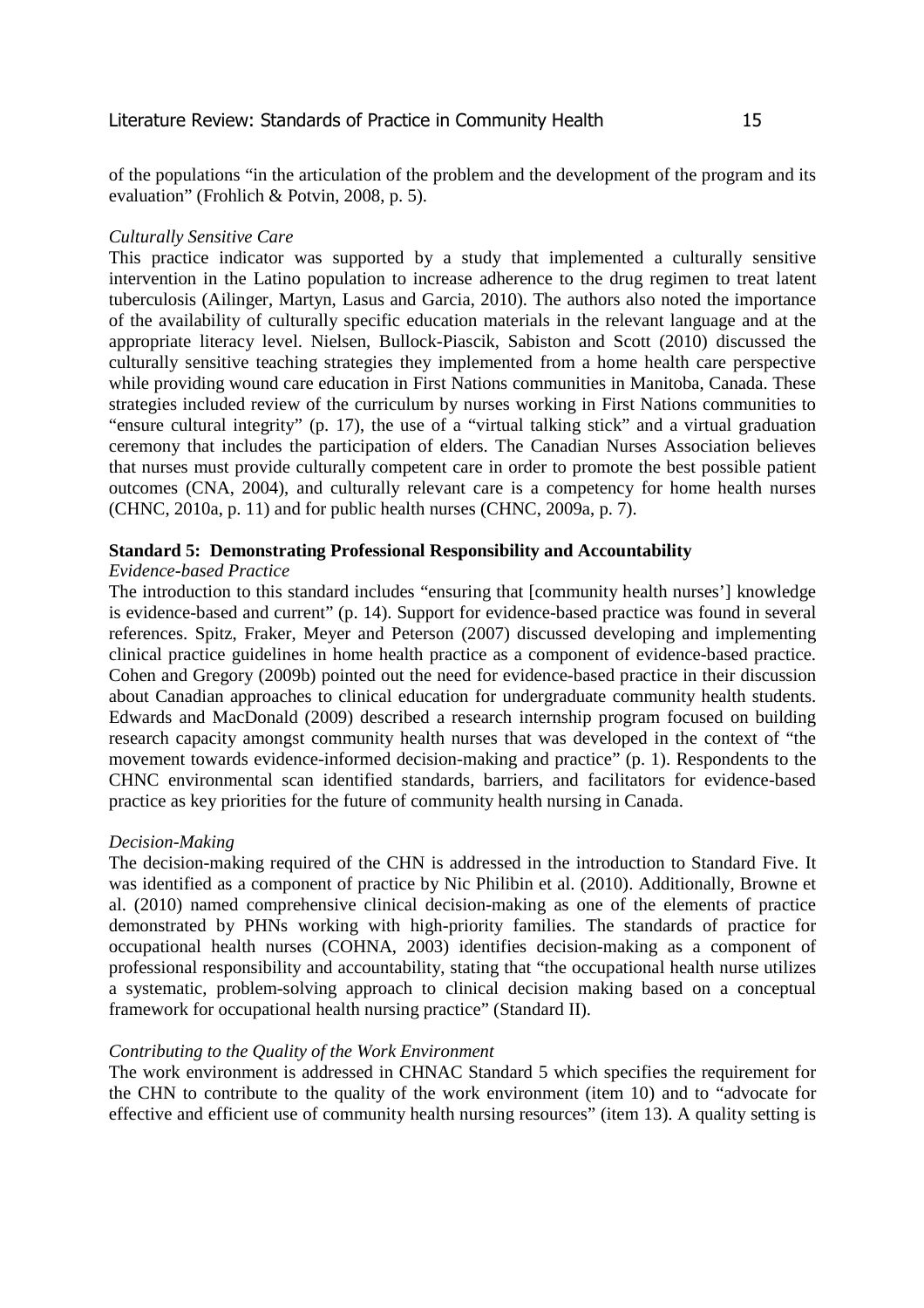of the populations "in the articulation of the problem and the development of the program and its evaluation" (Frohlich & Potvin, 2008, p. 5).

*Culturally Sensitive Care*

This practice indicator was supported by a study that implemented a culturally sensitive intervention in the Latino population to increase adherence to the drug regimen to treat latent tuberculosis (Ailinger, Martyn, Lasus and Garcia, 2010). The authors also noted the importance of the availability of culturally specific education materials in the relevant language and at the appropriate literacy level. Nielsen, Bullock-Piascik, Sabiston and Scott (2010) discussed the culturally sensitive teaching strategies they implemented from a home health care perspective while providing wound care education in First Nations communities in Manitoba, Canada. These strategies included review of the curriculum by nurses working in First Nations communities to "ensure cultural integrity" (p. 17), the use of a "virtual talking stick" and a virtual graduation ceremony that includes the participation of elders. The Canadian Nurses Association believes that nurses must provide culturally competent care in order to promote the best possible patient outcomes (CNA, 2004), and culturally relevant care is a competency for home health nurses (CHNC, 2010a, p. 11) and for public health nurses (CHNC, 2009a, p. 7).

**Standard 5: Demonstrating Professional Responsibility and Accountability**

*Evidence-based Practice*

The introduction to this standard includes "ensuring that [community health nurses'] knowledge is evidence-based and current" (p. 14). Support for evidence-based practice was found in several references. Spitz, Fraker, Meyer and Peterson (2007) discussed developing and implementing clinical practice guidelines in home health practice as a component of evidence-based practice. Cohen and Gregory (2009b) pointed out the need for evidence-based practice in their discussion about Canadian approaches to clinical education for undergraduate community health students. Edwards and MacDonald (2009) described a research internship program focused on building research capacity amongst community health nurses that was developed in the context of "the movement towards evidence-informed decision-making and practice" (p. 1). Respondents to the CHNC environmental scan identified standards, barriers, and facilitators for evidence-based practice as key priorities for the future of community health nursing in Canada.

*Decision-Making*

The decision-making required of the CHN is addressed in the introduction to Standard Five. It was identified as a component of practice by Nic Philibin et al. (2010). Additionally, Browne et al. (2010) named comprehensive clinical decision-making as one of the elements of practice demonstrated by PHNs working with high-priority families. The standards of practice for occupational health nurses (COHNA, 2003) identifies decision-making as a component of professional responsibility and accountability, stating that "the occupational health nurse utilizes a systematic, problem-solving approach to clinical decision making based on a conceptual framework for occupational health nursing practice" (Standard II).

*Contributing to the Quality of the Work Environment*

The work environment is addressed in CHNAC Standard 5 which specifies the requirement for the CHN to contribute to the quality of the work environment (item 10) and to "advocate for effective and efficient use of community health nursing resources" (item 13). A quality setting is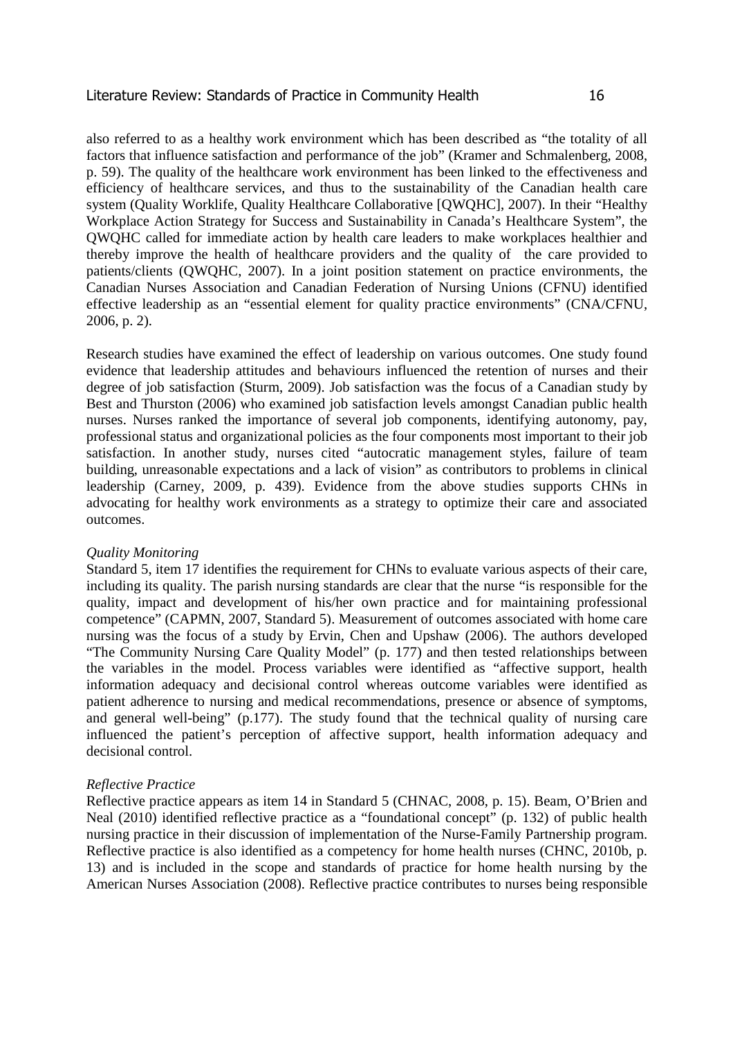also referred to as a healthy work environment which has been described as "the totality of all factors that influence satisfaction and performance of the job" (Kramer and Schmalenberg, 2008, p. 59). The quality of the healthcare work environment has been linked to the effectiveness and efficiency of healthcare services, and thus to the sustainability of the Canadian health care system (Quality Worklife, Quality Healthcare Collaborative [QWQHC], 2007). In their "Healthy Workplace Action Strategy for Success and Sustainability in Canada's Healthcare System", the QWQHC called for immediate action by health care leaders to make workplaces healthier and thereby improve the health of healthcare providers and the quality of the care provided to patients/clients (QWQHC, 2007). In a joint position statement on practice environments, the Canadian Nurses Association and Canadian Federation of Nursing Unions (CFNU) identified effective leadership as an "essential element for quality practice environments" (CNA/CFNU, 2006, p. 2).

Research studies have examined the effect of leadership on various outcomes. One study found evidence that leadership attitudes and behaviours influenced the retention of nurses and their degree of job satisfaction (Sturm, 2009). Job satisfaction was the focus of a Canadian study by Best and Thurston (2006) who examined job satisfaction levels amongst Canadian public health nurses. Nurses ranked the importance of several job components, identifying autonomy, pay, professional status and organizational policies as the four components most important to their job satisfaction. In another study, nurses cited "autocratic management styles, failure of team building, unreasonable expectations and a lack of vision" as contributors to problems in clinical leadership (Carney, 2009, p. 439). Evidence from the above studies supports CHNs in advocating for healthy work environments as a strategy to optimize their care and associated outcomes.

*Quality Monitoring*

Standard 5, item 17 identifies the requirement for CHNs to evaluate various aspects of their care, including its quality. The parish nursing standards are clear that the nurse "is responsible for the quality, impact and development of his/her own practice and for maintaining professional competence" (CAPMN, 2007, Standard 5). Measurement of outcomes associated with home care nursing was the focus of a study by Ervin, Chen and Upshaw (2006). The authors developed "The Community Nursing Care Quality Model" (p. 177) and then tested relationships between the variables in the model. Process variables were identified as "affective support, health information adequacy and decisional control whereas outcome variables were identified as patient adherence to nursing and medical recommendations, presence or absence of symptoms, and general well-being" (p.177). The study found that the technical quality of nursing care influenced the patient's perception of affective support, health information adequacy and decisional control.

*Reflective Practice*

Reflective practice appears as item 14 in Standard 5 (CHNAC, 2008, p. 15). Beam, O'Brien and Neal (2010) identified reflective practice as a "foundational concept" (p. 132) of public health nursing practice in their discussion of implementation of the Nurse-Family Partnership program. Reflective practice is also identified as a competency for home health nurses (CHNC, 2010b, p. 13) and is included in the scope and standards of practice for home health nursing by the American Nurses Association (2008). Reflective practice contributes to nurses being responsible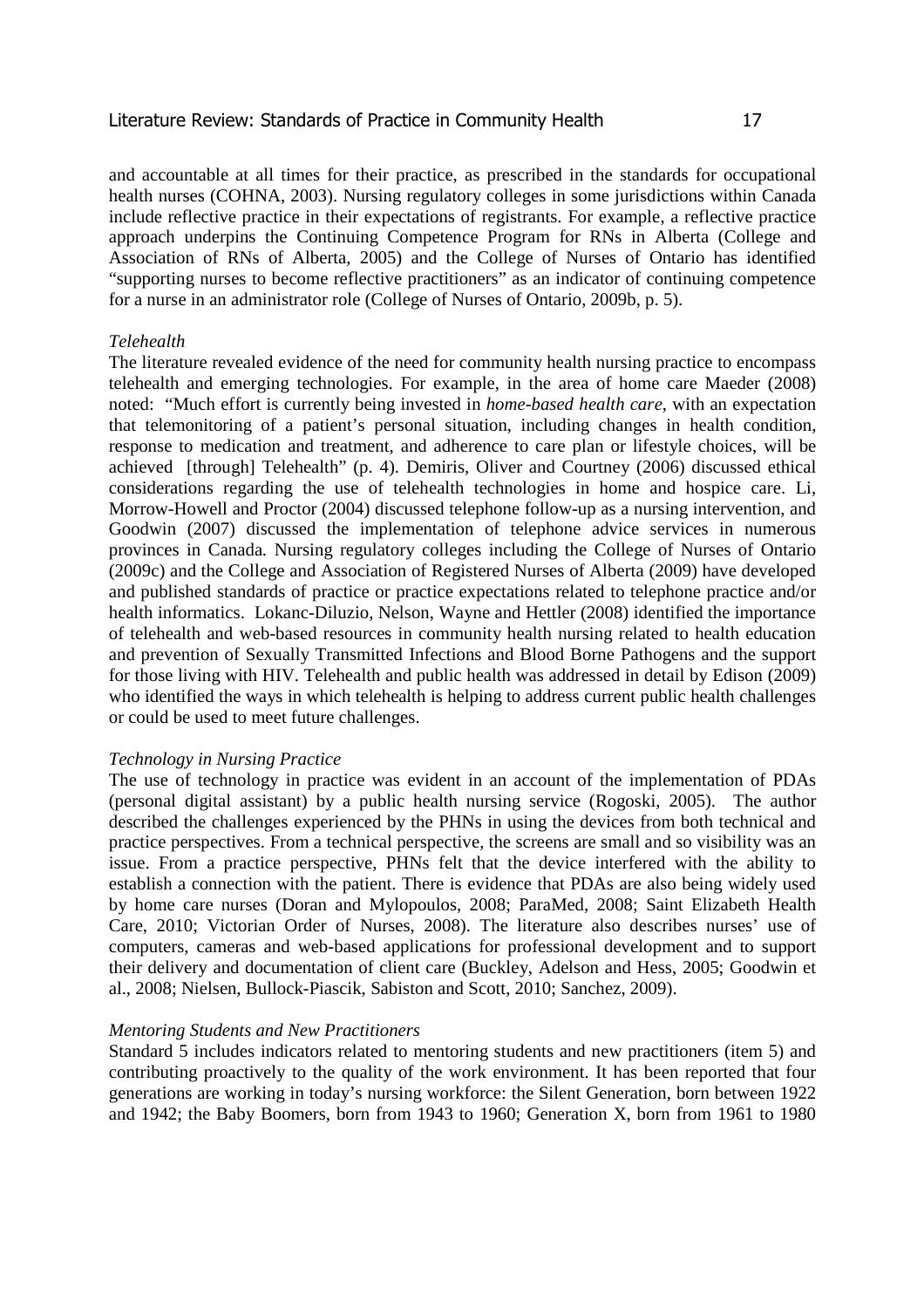and accountable at all times for their practice, as prescribed in the standards for occupational health nurses (COHNA, 2003). Nursing regulatory colleges in some jurisdictions within Canada include reflective practice in their expectations of registrants. For example, a reflective practice approach underpins the Continuing Competence Program for RNs in Alberta (College and Association of RNs of Alberta, 2005) and the College of Nurses of Ontario has identified "supporting nurses to become reflective practitioners" as an indicator of continuing competence for a nurse in an administrator role (College of Nurses of Ontario, 2009b, p. 5).

*Telehealth*

The literature revealed evidence of the need for community health nursing practice to encompass telehealth and emerging technologies. For example, in the area of home care Maeder (2008) noted: "Much effort is currently being invested in *home-based health care*, with an expectation that telemonitoring of a patient's personal situation, including changes in health condition, response to medication and treatment, and adherence to care plan or lifestyle choices, will be achieved [through] Telehealth" (p. 4). Demiris, Oliver and Courtney (2006) discussed ethical considerations regarding the use of telehealth technologies in home and hospice care. Li, Morrow-Howell and Proctor (2004) discussed telephone follow-up as a nursing intervention, and Goodwin (2007) discussed the implementation of telephone advice services in numerous provinces in Canada. Nursing regulatory colleges including the College of Nurses of Ontario (2009c) and the College and Association of Registered Nurses of Alberta (2009) have developed and published standards of practice or practice expectations related to telephone practice and/or health informatics. Lokanc-Diluzio, Nelson, Wayne and Hettler (2008) identified the importance of telehealth and web-based resources in community health nursing related to health education and prevention of Sexually Transmitted Infections and Blood Borne Pathogens and the support for those living with HIV. Telehealth and public health was addressed in detail by Edison (2009) who identified the ways in which telehealth is helping to address current public health challenges or could be used to meet future challenges.

*Technology in Nursing Practice*

The use of technology in practice was evident in an account of the implementation of PDAs (personal digital assistant) by a public health nursing service (Rogoski, 2005). The author described the challenges experienced by the PHNs in using the devices from both technical and practice perspectives. From a technical perspective, the screens are small and so visibility was an issue. From a practice perspective, PHNs felt that the device interfered with the ability to establish a connection with the patient. There is evidence that PDAs are also being widely used by home care nurses (Doran and Mylopoulos, 2008; ParaMed, 2008; Saint Elizabeth Health Care, 2010; Victorian Order of Nurses, 2008). The literature also describes nurses' use of computers, cameras and web-based applications for professional development and to support their delivery and documentation of client care (Buckley, Adelson and Hess, 2005; Goodwin et al., 2008; Nielsen, Bullock-Piascik, Sabiston and Scott, 2010; Sanchez, 2009).

*Mentoring Students and New Practitioners*

Standard 5 includes indicators related to mentoring students and new practitioners (item 5) and contributing proactively to the quality of the work environment. It has been reported that four generations are working in today's nursing workforce: the Silent Generation, born between 1922 and 1942; the Baby Boomers, born from 1943 to 1960; Generation X, born from 1961 to 1980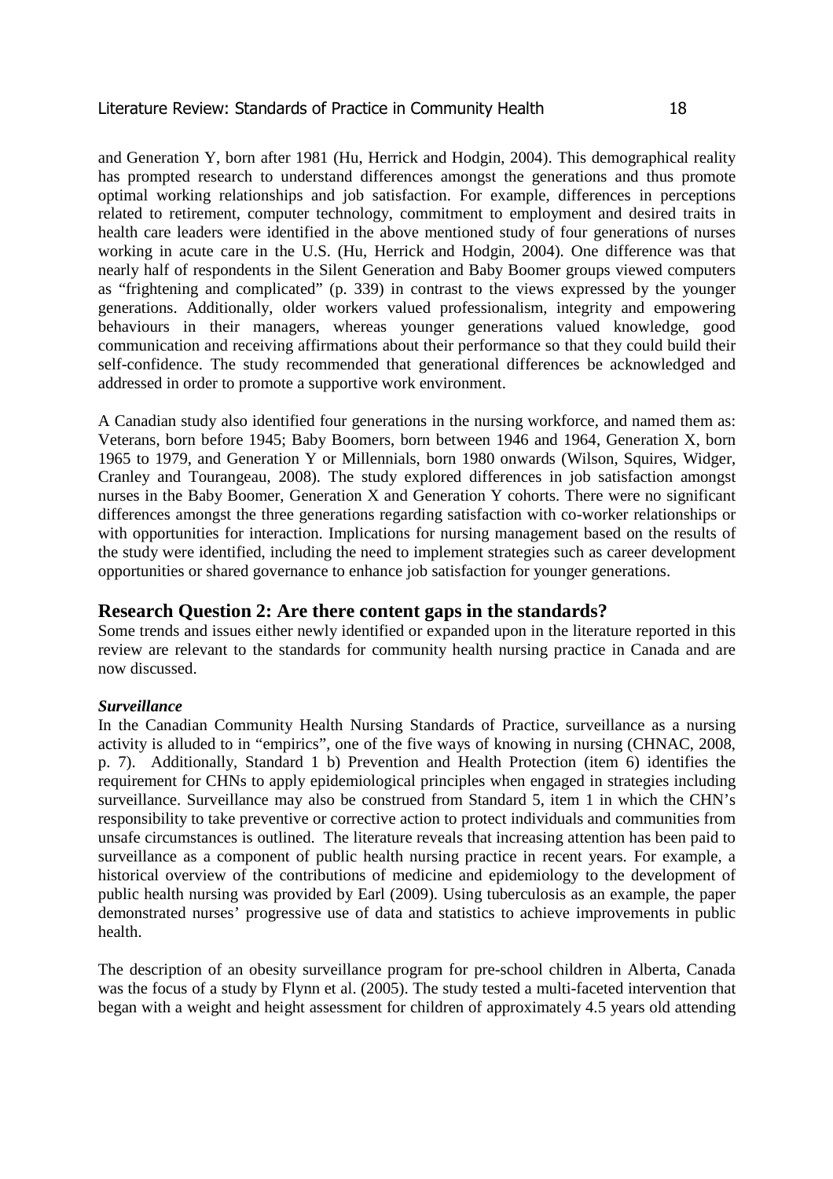and Generation Y, born after 1981 (Hu, Herrick and Hodgin, 2004). This demographical reality has prompted research to understand differences amongst the generations and thus promote optimal working relationships and job satisfaction. For example, differences in perceptions related to retirement, computer technology, commitment to employment and desired traits in health care leaders were identified in the above mentioned study of four generations of nurses working in acute care in the U.S. (Hu, Herrick and Hodgin, 2004). One difference was that nearly half of respondents in the Silent Generation and Baby Boomer groups viewed computers as "frightening and complicated" (p. 339) in contrast to the views expressed by the younger generations. Additionally, older workers valued professionalism, integrity and empowering behaviours in their managers, whereas younger generations valued knowledge, good communication and receiving affirmations about their performance so that they could build their self-confidence. The study recommended that generational differences be acknowledged and addressed in order to promote a supportive work environment.

A Canadian study also identified four generations in the nursing workforce, and named them as: Veterans, born before 1945; Baby Boomers, born between 1946 and 1964, Generation X, born 1965 to 1979, and Generation Y or Millennials, born 1980 onwards (Wilson, Squires, Widger, Cranley and Tourangeau, 2008). The study explored differences in job satisfaction amongst nurses in the Baby Boomer, Generation X and Generation Y cohorts. There were no significant differences amongst the three generations regarding satisfaction with co-worker relationships or with opportunities for interaction. Implications for nursing management based on the results of the study were identified, including the need to implement strategies such as career development opportunities or shared governance to enhance job satisfaction for younger generations.

## Research Question 2: Are there content gaps in the standards?

Some trends and issues either newly identified or expanded upon in the literature reported in this review are relevant to the standards for community health nursing practice in Canada and are now discussed.

### *Surveillance*

In the Canadian Community Health Nursing Standards of Practice, surveillance as a nursing activity is alluded to in "empirics", one of the five ways of knowing in nursing (CHNAC, 2008, p. 7). Additionally, Standard 1 b) Prevention and Health Protection (item 6) identifies the requirement for CHNs to apply epidemiological principles when engaged in strategies including surveillance. Surveillance may also be construed from Standard 5, item 1 in which the CHN's responsibility to take preventive or corrective action to protect individuals and communities from unsafe circumstances is outlined. The literature reveals that increasing attention has been paid to surveillance as a component of public health nursing practice in recent years. For example, a historical overview of the contributions of medicine and epidemiology to the development of public health nursing was provided by Earl (2009). Using tuberculosis as an example, the paper demonstrated nurses' progressive use of data and statistics to achieve improvements in public health.

The description of an obesity surveillance program for pre-school children in Alberta, Canada was the focus of a study by Flynn et al. (2005). The study tested a multi-faceted intervention that began with a weight and height assessment for children of approximately 4.5 years old attending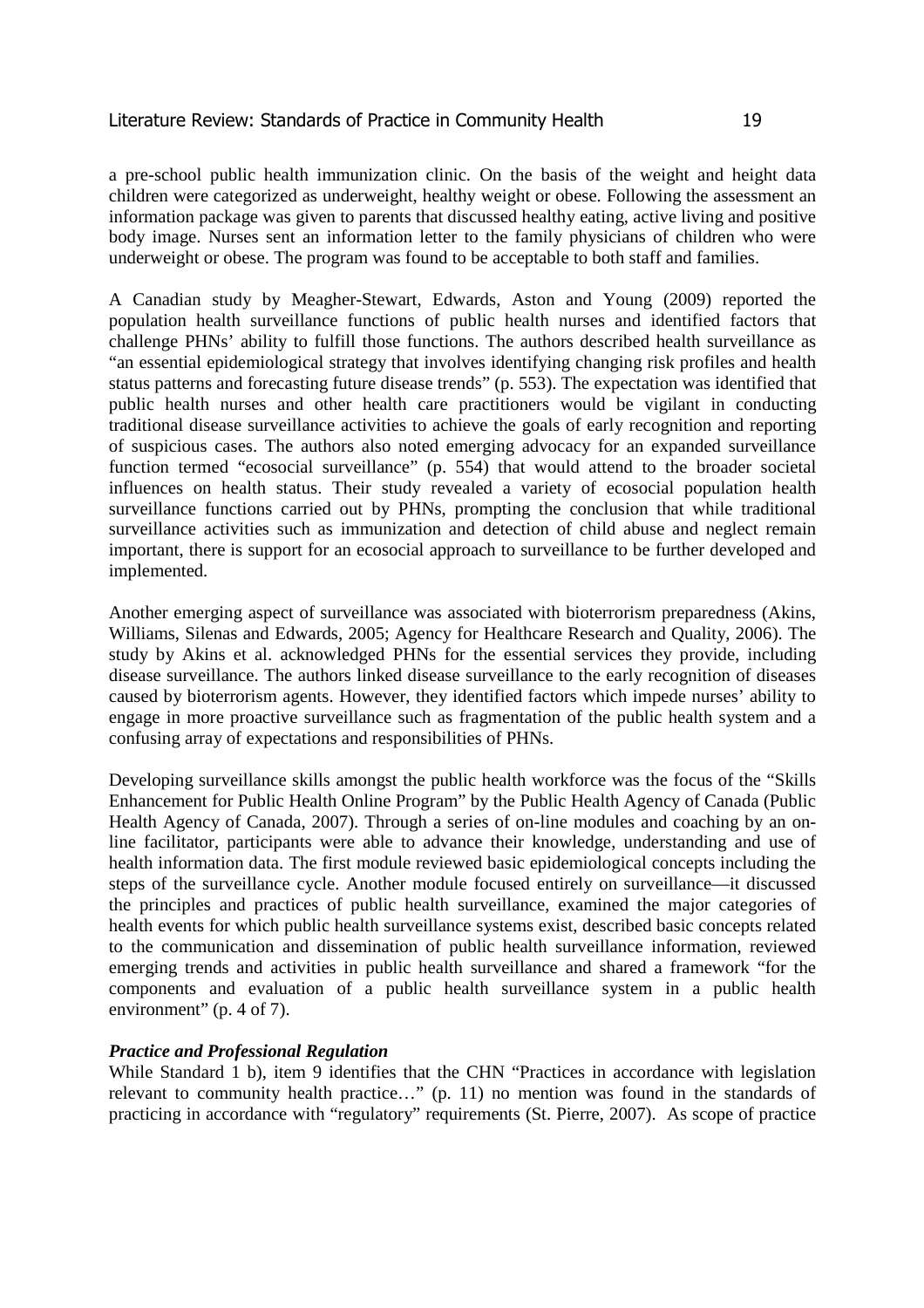a pre-school public health immunization clinic. On the basis of the weight and height data children were categorized as underweight, healthy weight or obese. Following the assessment an information package was given to parents that discussed healthy eating, active living and positive body image. Nurses sent an information letter to the family physicians of children who were underweight or obese. The program was found to be acceptable to both staff and families.

A Canadian study by Meagher-Stewart, Edwards, Aston and Young (2009) reported the population health surveillance functions of public health nurses and identified factors that challenge PHNs' ability to fulfill those functions. The authors described health surveillance as "an essential epidemiological strategy that involves identifying changing risk profiles and health status patterns and forecasting future disease trends" (p. 553). The expectation was identified that public health nurses and other health care practitioners would be vigilant in conducting traditional disease surveillance activities to achieve the goals of early recognition and reporting of suspicious cases. The authors also noted emerging advocacy for an expanded surveillance function termed "ecosocial surveillance" (p. 554) that would attend to the broader societal influences on health status. Their study revealed a variety of ecosocial population health surveillance functions carried out by PHNs, prompting the conclusion that while traditional surveillance activities such as immunization and detection of child abuse and neglect remain important, there is support for an ecosocial approach to surveillance to be further developed and implemented.

Another emerging aspect of surveillance was associated with bioterrorism preparedness (Akins, Williams, Silenas and Edwards, 2005; Agency for Healthcare Research and Quality, 2006). The study by Akins et al. acknowledged PHNs for the essential services they provide, including disease surveillance. The authors linked disease surveillance to the early recognition of diseases caused by bioterrorism agents. However, they identified factors which impede nurses' ability to engage in more proactive surveillance such as fragmentation of the public health system and a confusing array of expectations and responsibilities of PHNs.

Developing surveillance skills amongst the public health workforce was the focus of the "Skills Enhancement for Public Health Online Program" by the Public Health Agency of Canada (Public Health Agency of Canada, 2007). Through a series of on-line modules and coaching by an on-line facilitator, participants were able to advance their knowledge, understanding and use of health information data. The first module reviewed basic epidemiological concepts including the steps of the surveillance cycle. Another module focused entirely on surveillance—it discussed the principles and practices of public health surveillance, examined the major categories of health events for which public health surveillance systems exist, described basic concepts related to the communication and dissemination of public health surveillance information, reviewed emerging trends and activities in public health surveillance and shared a framework "for the components and evaluation of a public health surveillance system in a public health environment" (p. 4 of 7).

***Practice and Professional Regulation***

While Standard 1 b), item 9 identifies that the CHN "Practices in accordance with legislation relevant to community health practice…" (p. 11) no mention was found in the standards of practicing in accordance with "regulatory" requirements (St. Pierre, 2007). As scope of practice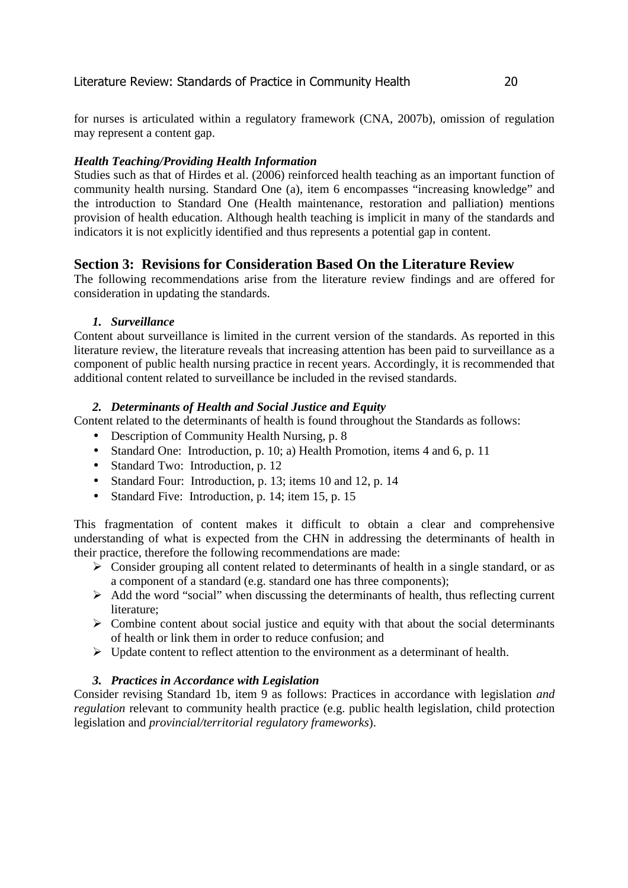for nurses is articulated within a regulatory framework (CNA, 2007b), omission of regulation may represent a content gap.

***Health Teaching/Providing Health Information***

Studies such as that of Hirdes et al. (2006) reinforced health teaching as an important function of community health nursing. Standard One (a), item 6 encompasses "increasing knowledge" and the introduction to Standard One (Health maintenance, restoration and palliation) mentions provision of health education. Although health teaching is implicit in many of the standards and indicators it is not explicitly identified and thus represents a potential gap in content.

## Section 3: Revisions for Consideration Based On the Literature Review

The following recommendations arise from the literature review findings and are offered for consideration in updating the standards.

### *1. Surveillance*

Content about surveillance is limited in the current version of the standards. As reported in this literature review, the literature reveals that increasing attention has been paid to surveillance as a component of public health nursing practice in recent years. Accordingly, it is recommended that additional content related to surveillance be included in the revised standards.

### *2. Determinants of Health and Social Justice and Equity*

Content related to the determinants of health is found throughout the Standards as follows:

- Description of Community Health Nursing, p. 8
- Standard One: Introduction, p. 10; a) Health Promotion, items 4 and 6, p. 11
- Standard Two: Introduction, p. 12
- Standard Four: Introduction, p. 13; items 10 and 12, p. 14
- Standard Five: Introduction, p. 14; item 15, p. 15

This fragmentation of content makes it difficult to obtain a clear and comprehensive understanding of what is expected from the CHN in addressing the determinants of health in their practice, therefore the following recommendations are made:

- Consider grouping all content related to determinants of health in a single standard, or as a component of a standard (e.g. standard one has three components);
- Add the word "social" when discussing the determinants of health, thus reflecting current literature;
- Combine content about social justice and equity with that about the social determinants of health or link them in order to reduce confusion; and
- Update content to reflect attention to the environment as a determinant of health.

### *3. Practices in Accordance with Legislation*

Consider revising Standard 1b, item 9 as follows: Practices in accordance with legislation *and regulation* relevant to community health practice (e.g. public health legislation, child protection legislation and *provincial/territorial regulatory frameworks*).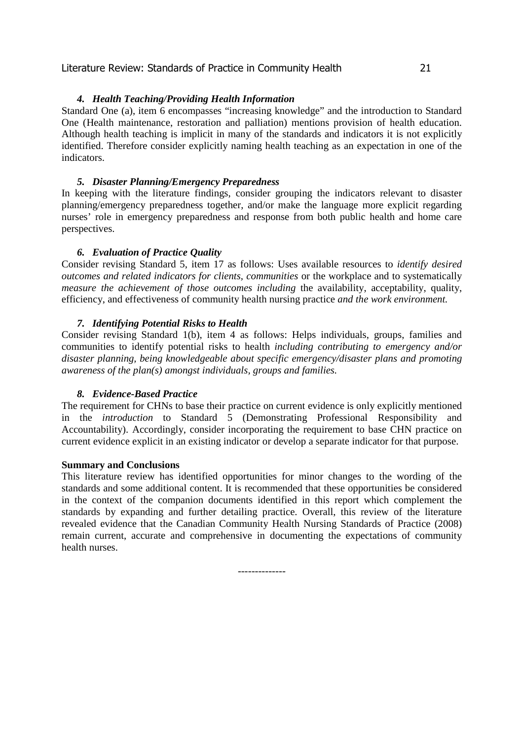#### *4. Health Teaching/Providing Health Information*

Standard One (a), item 6 encompasses "increasing knowledge" and the introduction to Standard One (Health maintenance, restoration and palliation) mentions provision of health education. Although health teaching is implicit in many of the standards and indicators it is not explicitly identified. Therefore consider explicitly naming health teaching as an expectation in one of the indicators.

#### *5. Disaster Planning/Emergency Preparedness*

In keeping with the literature findings, consider grouping the indicators relevant to disaster planning/emergency preparedness together, and/or make the language more explicit regarding nurses' role in emergency preparedness and response from both public health and home care perspectives.

#### *6. Evaluation of Practice Quality*

Consider revising Standard 5, item 17 as follows: Uses available resources to *identify desired outcomes and related indicators for clients, communities* or the workplace and to systematically *measure the achievement of those outcomes including* the availability, acceptability, quality, efficiency, and effectiveness of community health nursing practice *and the work environment.*

#### *7. Identifying Potential Risks to Health*

Consider revising Standard 1(b), item 4 as follows: Helps individuals, groups, families and communities to identify potential risks to health *including contributing to emergency and/or disaster planning, being knowledgeable about specific emergency/disaster plans and promoting awareness of the plan(s) amongst individuals, groups and families.*

#### *8. Evidence-Based Practice*

The requirement for CHNs to base their practice on current evidence is only explicitly mentioned in the *introduction* to Standard 5 (Demonstrating Professional Responsibility and Accountability). Accordingly, consider incorporating the requirement to base CHN practice on current evidence explicit in an existing indicator or develop a separate indicator for that purpose.

### Summary and Conclusions

This literature review has identified opportunities for minor changes to the wording of the standards and some additional content. It is recommended that these opportunities be considered in the context of the companion documents identified in this report which complement the standards by expanding and further detailing practice. Overall, this review of the literature revealed evidence that the Canadian Community Health Nursing Standards of Practice (2008) remain current, accurate and comprehensive in documenting the expectations of community health nurses.

--------------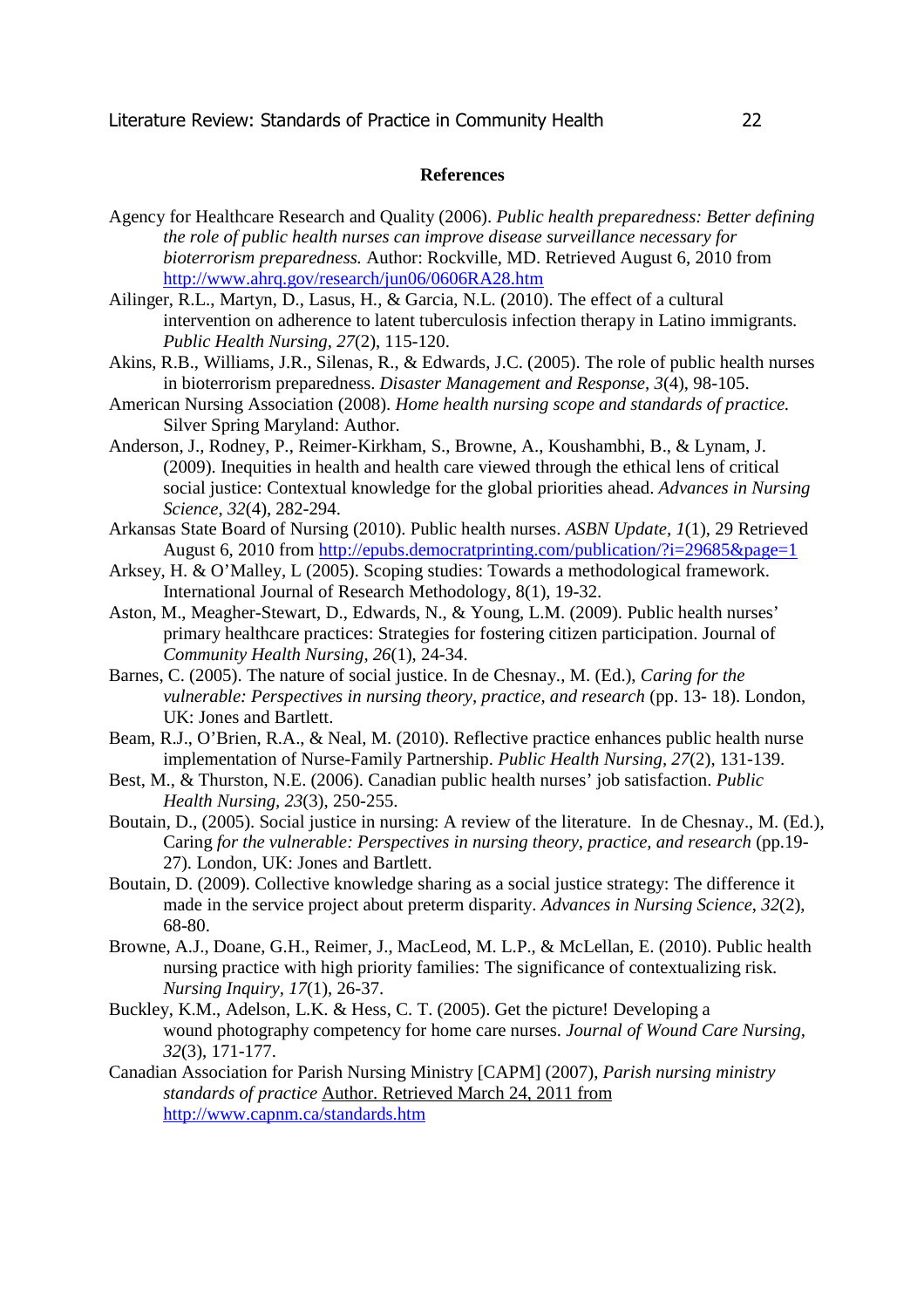**References**

Agency for Healthcare Research and Quality (2006). *Public health preparedness: Better defining the role of public health nurses can improve disease surveillance necessary for bioterrorism preparedness.* Author: Rockville, MD. Retrieved August 6, 2010 from http://www.ahrq.gov/research/jun06/0606RA28.htm

Ailinger, R.L., Martyn, D., Lasus, H., & Garcia, N.L. (2010). The effect of a cultural intervention on adherence to latent tuberculosis infection therapy in Latino immigrants. *Public Health Nursing*, *27*(2), 115-120.

Akins, R.B., Williams, J.R., Silenas, R., & Edwards, J.C. (2005). The role of public health nurses in bioterrorism preparedness. *Disaster Management and Response*, *3*(4), 98-105.

American Nursing Association (2008). *Home health nursing scope and standards of practice.* Silver Spring Maryland: Author.

Anderson, J., Rodney, P., Reimer-Kirkham, S., Browne, A., Koushambhi, B., & Lynam, J. (2009). Inequities in health and health care viewed through the ethical lens of critical social justice: Contextual knowledge for the global priorities ahead. *Advances in Nursing Science*, *32*(4), 282-294.

Arkansas State Board of Nursing (2010). Public health nurses. *ASBN Update*, *1*(1), 29 Retrieved August 6, 2010 from http://epubs.democratprinting.com/publication/?i=29685&page=1

Arksey, H. & O'Malley, L (2005). Scoping studies: Towards a methodological framework. International Journal of Research Methodology, 8(1), 19-32.

Aston, M., Meagher-Stewart, D., Edwards, N., & Young, L.M. (2009). Public health nurses' primary healthcare practices: Strategies for fostering citizen participation. Journal of *Community Health Nursing*, *26*(1), 24-34.

Barnes, C. (2005). The nature of social justice. In de Chesnay., M. (Ed.), *Caring for the vulnerable: Perspectives in nursing theory, practice, and research* (pp. 13- 18). London, UK: Jones and Bartlett.

Beam, R.J., O'Brien, R.A., & Neal, M. (2010). Reflective practice enhances public health nurse implementation of Nurse-Family Partnership. *Public Health Nursing*, *27*(2), 131-139.

Best, M., & Thurston, N.E. (2006). Canadian public health nurses' job satisfaction. *Public Health Nursing*, *23*(3), 250-255.

Boutain, D., (2005). Social justice in nursing: A review of the literature. In de Chesnay., M. (Ed.), Caring *for the vulnerable: Perspectives in nursing theory, practice, and research* (pp.19-27). London, UK: Jones and Bartlett.

Boutain, D. (2009). Collective knowledge sharing as a social justice strategy: The difference it made in the service project about preterm disparity. *Advances in Nursing Science*, *32*(2), 68-80.

Browne, A.J., Doane, G.H., Reimer, J., MacLeod, M. L.P., & McLellan, E. (2010). Public health nursing practice with high priority families: The significance of contextualizing risk. *Nursing Inquiry*, *17*(1), 26-37.

Buckley, K.M., Adelson, L.K. & Hess, C. T. (2005). Get the picture! Developing a wound photography competency for home care nurses. *Journal of Wound Care Nursing, 32*(3), 171-177.

Canadian Association for Parish Nursing Ministry [CAPM] (2007), *Parish nursing ministry standards of practice* Author. Retrieved March 24, 2011 from http://www.capnm.ca/standards.htm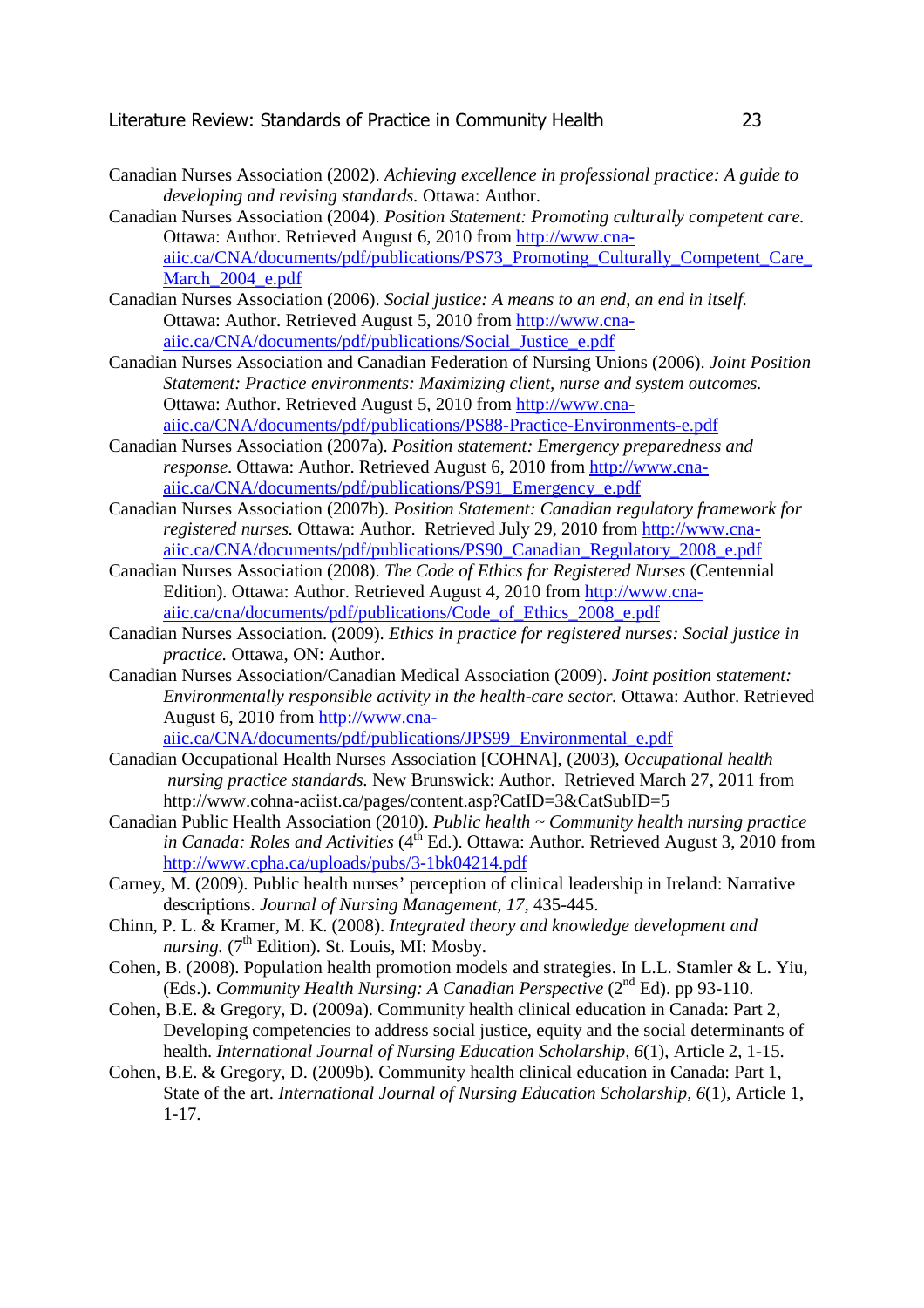Canadian Nurses Association (2002). *Achieving excellence in professional practice: A guide to developing and revising standards.* Ottawa: Author.

Canadian Nurses Association (2004). *Position Statement: Promoting culturally competent care.* Ottawa: Author. Retrieved August 6, 2010 from http://www.cna-aiic.ca/CNA/documents/pdf/publications/PS73_Promoting_Culturally_Competent_Care_March_2004_e.pdf

Canadian Nurses Association (2006). *Social justice: A means to an end, an end in itself.* Ottawa: Author. Retrieved August 5, 2010 from http://www.cna-aiic.ca/CNA/documents/pdf/publications/Social_Justice_e.pdf

Canadian Nurses Association and Canadian Federation of Nursing Unions (2006). *Joint Position Statement: Practice environments: Maximizing client, nurse and system outcomes.* Ottawa: Author. Retrieved August 5, 2010 from http://www.cna-aiic.ca/CNA/documents/pdf/publications/PS88-Practice-Environments-e.pdf

Canadian Nurses Association (2007a). *Position statement: Emergency preparedness and response*. Ottawa: Author. Retrieved August 6, 2010 from http://www.cna-aiic.ca/CNA/documents/pdf/publications/PS91_Emergency_e.pdf

Canadian Nurses Association (2007b). *Position Statement: Canadian regulatory framework for registered nurses.* Ottawa: Author. Retrieved July 29, 2010 from http://www.cna-aiic.ca/CNA/documents/pdf/publications/PS90_Canadian_Regulatory_2008_e.pdf

Canadian Nurses Association (2008). *The Code of Ethics for Registered Nurses* (Centennial Edition). Ottawa: Author. Retrieved August 4, 2010 from http://www.cna-aiic.ca/cna/documents/pdf/publications/Code_of_Ethics_2008_e.pdf

Canadian Nurses Association. (2009). *Ethics in practice for registered nurses: Social justice in practice.* Ottawa, ON: Author.

Canadian Nurses Association/Canadian Medical Association (2009). *Joint position statement: Environmentally responsible activity in the health-care sector.* Ottawa: Author. Retrieved August 6, 2010 from http://www.cna-aiic.ca/CNA/documents/pdf/publications/JPS99_Environmental_e.pdf

Canadian Occupational Health Nurses Association [COHNA], (2003), *Occupational health nursing practice standards.* New Brunswick: Author. Retrieved March 27, 2011 from http://www.cohna-aciist.ca/pages/content.asp?CatID=3&CatSubID=5

Canadian Public Health Association (2010). *Public health ~ Community health nursing practice in Canada: Roles and Activities* (4th Ed.). Ottawa: Author. Retrieved August 3, 2010 from http://www.cpha.ca/uploads/pubs/3-1bk04214.pdf

Carney, M. (2009). Public health nurses' perception of clinical leadership in Ireland: Narrative descriptions. *Journal of Nursing Management, 17*, 435-445.

Chinn, P. L. & Kramer, M. K. (2008). *Integrated theory and knowledge development and nursing.* (7th Edition). St. Louis, MI: Mosby.

Cohen, B. (2008). Population health promotion models and strategies. In L.L. Stamler & L. Yiu, (Eds.). *Community Health Nursing: A Canadian Perspective* (2nd Ed). pp 93-110.

Cohen, B.E. & Gregory, D. (2009a). Community health clinical education in Canada: Part 2, Developing competencies to address social justice, equity and the social determinants of health. *International Journal of Nursing Education Scholarship, 6*(1), Article 2, 1-15.

Cohen, B.E. & Gregory, D. (2009b). Community health clinical education in Canada: Part 1, State of the art. *International Journal of Nursing Education Scholarship, 6*(1), Article 1, 1-17.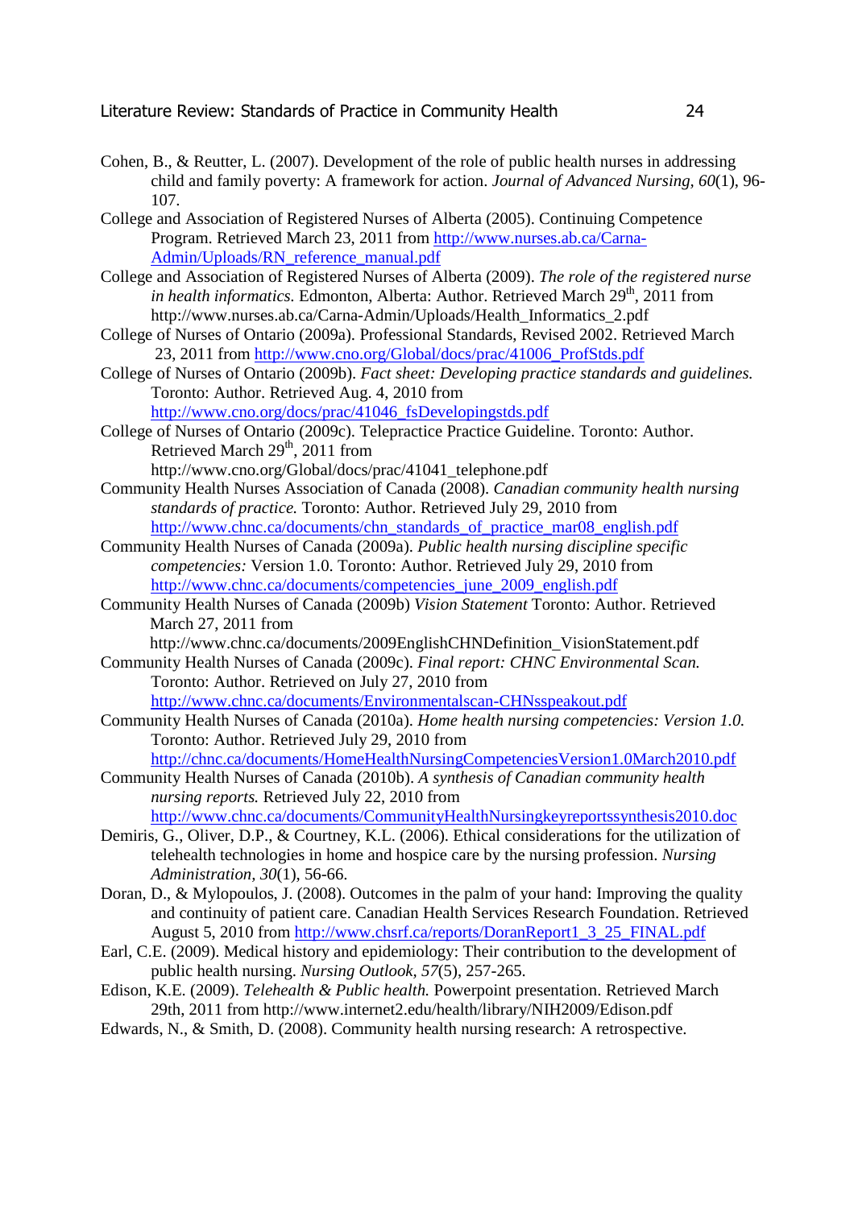Cohen, B., & Reutter, L. (2007). Development of the role of public health nurses in addressing child and family poverty: A framework for action. *Journal of Advanced Nursing, 60*(1), 96-107.

College and Association of Registered Nurses of Alberta (2005). Continuing Competence Program. Retrieved March 23, 2011 from http://www.nurses.ab.ca/Carna-Admin/Uploads/RN_reference_manual.pdf

College and Association of Registered Nurses of Alberta (2009). *The role of the registered nurse in health informatics.* Edmonton, Alberta: Author. Retrieved March 29th, 2011 from http://www.nurses.ab.ca/Carna-Admin/Uploads/Health_Informatics_2.pdf

College of Nurses of Ontario (2009a). Professional Standards, Revised 2002. Retrieved March 23, 2011 from http://www.cno.org/Global/docs/prac/41006_ProfStds.pdf

College of Nurses of Ontario (2009b). *Fact sheet: Developing practice standards and guidelines.* Toronto: Author. Retrieved Aug. 4, 2010 from http://www.cno.org/docs/prac/41046_fsDevelopingstds.pdf

College of Nurses of Ontario (2009c). Telepractice Practice Guideline. Toronto: Author. Retrieved March 29th, 2011 from http://www.cno.org/Global/docs/prac/41041_telephone.pdf

Community Health Nurses Association of Canada (2008). *Canadian community health nursing standards of practice.* Toronto: Author. Retrieved July 29, 2010 from http://www.chnc.ca/documents/chn_standards_of_practice_mar08_english.pdf

Community Health Nurses of Canada (2009a). *Public health nursing discipline specific competencies:* Version 1.0. Toronto: Author. Retrieved July 29, 2010 from http://www.chnc.ca/documents/competencies_june_2009_english.pdf

Community Health Nurses of Canada (2009b) *Vision Statement* Toronto: Author. Retrieved March 27, 2011 from http://www.chnc.ca/documents/2009EnglishCHNDefinition_VisionStatement.pdf

Community Health Nurses of Canada (2009c). *Final report: CHNC Environmental Scan.* Toronto: Author. Retrieved on July 27, 2010 from http://www.chnc.ca/documents/Environmentalscan-CHNsspeakout.pdf

Community Health Nurses of Canada (2010a). *Home health nursing competencies: Version 1.0.* Toronto: Author. Retrieved July 29, 2010 from http://chnc.ca/documents/HomeHealthNursingCompetenciesVersion1.0March2010.pdf

Community Health Nurses of Canada (2010b). *A synthesis of Canadian community health nursing reports.* Retrieved July 22, 2010 from http://www.chnc.ca/documents/CommunityHealthNursingkeyreportssynthesis2010.doc

Demiris, G., Oliver, D.P., & Courtney, K.L. (2006). Ethical considerations for the utilization of telehealth technologies in home and hospice care by the nursing profession. *Nursing Administration, 30*(1), 56-66.

Doran, D., & Mylopoulos, J. (2008). Outcomes in the palm of your hand: Improving the quality and continuity of patient care. Canadian Health Services Research Foundation. Retrieved August 5, 2010 from http://www.chsrf.ca/reports/DoranReport1_3_25_FINAL.pdf

Earl, C.E. (2009). Medical history and epidemiology: Their contribution to the development of public health nursing. *Nursing Outlook, 57*(5), 257-265.

Edison, K.E. (2009). *Telehealth & Public health.* Powerpoint presentation. Retrieved March 29th, 2011 from http://www.internet2.edu/health/library/NIH2009/Edison.pdf

Edwards, N., & Smith, D. (2008). Community health nursing research: A retrospective.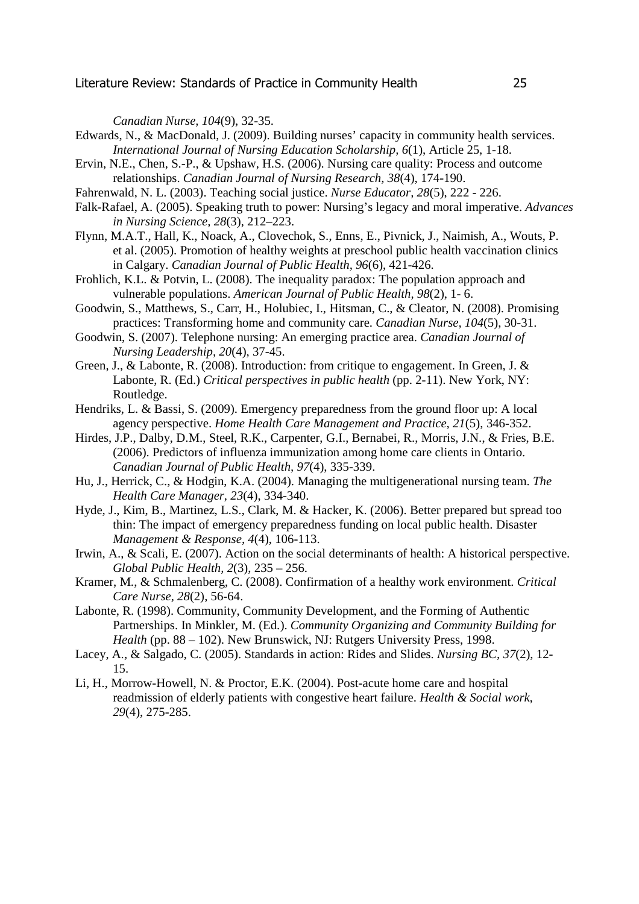*Canadian Nurse, 104*(9), 32-35.

Edwards, N., & MacDonald, J. (2009). Building nurses' capacity in community health services. *International Journal of Nursing Education Scholarship, 6*(1), Article 25, 1-18.

Ervin, N.E., Chen, S.-P., & Upshaw, H.S. (2006). Nursing care quality: Process and outcome relationships. *Canadian Journal of Nursing Research, 38*(4), 174-190.

Fahrenwald, N. L. (2003). Teaching social justice. *Nurse Educator, 28*(5), 222 - 226.

Falk-Rafael, A. (2005). Speaking truth to power: Nursing's legacy and moral imperative. *Advances in Nursing Science, 28*(3), 212–223.

Flynn, M.A.T., Hall, K., Noack, A., Clovechok, S., Enns, E., Pivnick, J., Naimish, A., Wouts, P. et al. (2005). Promotion of healthy weights at preschool public health vaccination clinics in Calgary. *Canadian Journal of Public Health, 96*(6), 421-426.

Frohlich, K.L. & Potvin, L. (2008). The inequality paradox: The population approach and vulnerable populations. *American Journal of Public Health, 98*(2), 1- 6.

Goodwin, S., Matthews, S., Carr, H., Holubiec, I., Hitsman, C., & Cleator, N. (2008). Promising practices: Transforming home and community care. *Canadian Nurse, 104*(5), 30-31.

Goodwin, S. (2007). Telephone nursing: An emerging practice area. *Canadian Journal of Nursing Leadership, 20*(4), 37-45.

Green, J., & Labonte, R. (2008). Introduction: from critique to engagement. In Green, J. & Labonte, R. (Ed.) *Critical perspectives in public health* (pp. 2-11). New York, NY: Routledge.

Hendriks, L. & Bassi, S. (2009). Emergency preparedness from the ground floor up: A local agency perspective. *Home Health Care Management and Practice, 21*(5), 346-352.

Hirdes, J.P., Dalby, D.M., Steel, R.K., Carpenter, G.I., Bernabei, R., Morris, J.N., & Fries, B.E. (2006). Predictors of influenza immunization among home care clients in Ontario. *Canadian Journal of Public Health, 97*(4), 335-339.

Hu, J., Herrick, C., & Hodgin, K.A. (2004). Managing the multigenerational nursing team. *The Health Care Manager, 23*(4), 334-340.

Hyde, J., Kim, B., Martinez, L.S., Clark, M. & Hacker, K. (2006). Better prepared but spread too thin: The impact of emergency preparedness funding on local public health. Disaster *Management & Response, 4*(4), 106-113.

Irwin, A., & Scali, E. (2007). Action on the social determinants of health: A historical perspective. *Global Public Health, 2*(3), 235 – 256.

Kramer, M., & Schmalenberg, C. (2008). Confirmation of a healthy work environment. *Critical Care Nurse, 28*(2), 56-64.

Labonte, R. (1998). Community, Community Development, and the Forming of Authentic Partnerships. In Minkler, M. (Ed.). *Community Organizing and Community Building for Health* (pp. 88 – 102). New Brunswick, NJ: Rutgers University Press, 1998.

Lacey, A., & Salgado, C. (2005). Standards in action: Rides and Slides. *Nursing BC, 37*(2), 12-15.

Li, H., Morrow-Howell, N. & Proctor, E.K. (2004). Post-acute home care and hospital readmission of elderly patients with congestive heart failure. *Health & Social work, 29*(4), 275-285.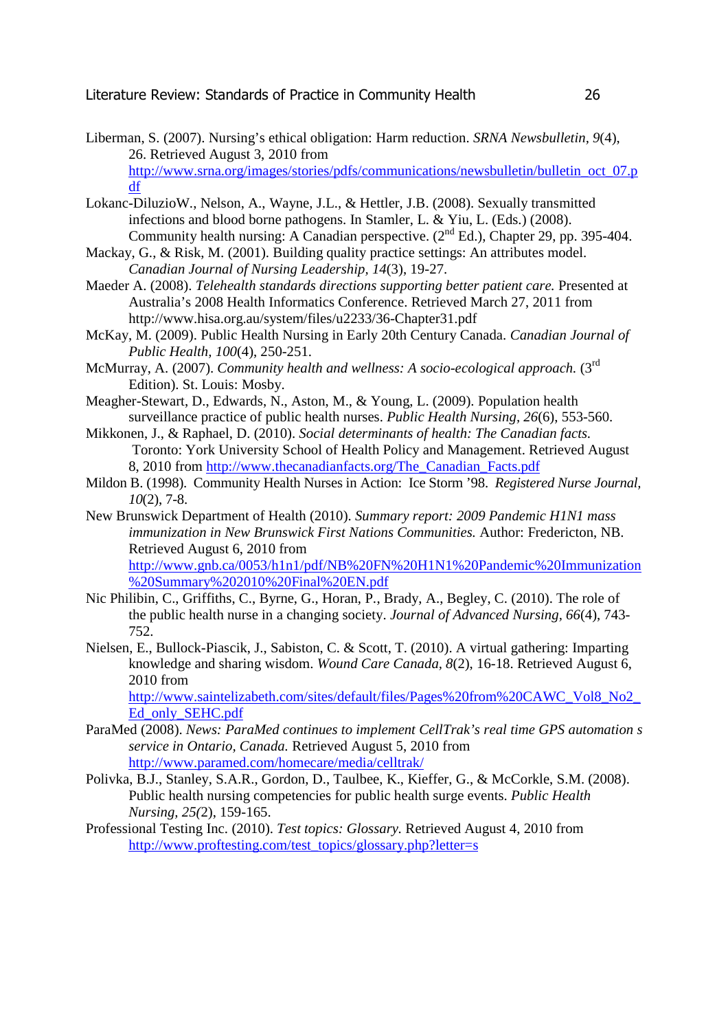Liberman, S. (2007). Nursing's ethical obligation: Harm reduction. *SRNA Newsbulletin, 9*(4), 26. Retrieved August 3, 2010 from http://www.srna.org/images/stories/pdfs/communications/newsbulletin/bulletin_oct_07.pdf

Lokanc-DiluzioW., Nelson, A., Wayne, J.L., & Hettler, J.B. (2008). Sexually transmitted infections and blood borne pathogens. In Stamler, L. & Yiu, L. (Eds.) (2008). Community health nursing: A Canadian perspective. (2nd Ed.), Chapter 29, pp. 395-404.

Mackay, G., & Risk, M. (2001). Building quality practice settings: An attributes model. *Canadian Journal of Nursing Leadership, 14*(3), 19-27.

Maeder A. (2008). *Telehealth standards directions supporting better patient care.* Presented at Australia's 2008 Health Informatics Conference. Retrieved March 27, 2011 from http://www.hisa.org.au/system/files/u2233/36-Chapter31.pdf

McKay, M. (2009). Public Health Nursing in Early 20th Century Canada. *Canadian Journal of Public Health, 100*(4), 250-251.

McMurray, A. (2007). *Community health and wellness: A socio-ecological approach.* (3rd Edition). St. Louis: Mosby.

Meagher-Stewart, D., Edwards, N., Aston, M., & Young, L. (2009). Population health surveillance practice of public health nurses. *Public Health Nursing, 26*(6), 553-560.

Mikkonen, J., & Raphael, D. (2010). *Social determinants of health: The Canadian facts.* Toronto: York University School of Health Policy and Management. Retrieved August 8, 2010 from http://www.thecanadianfacts.org/The_Canadian_Facts.pdf

Mildon B. (1998). Community Health Nurses in Action: Ice Storm '98. *Registered Nurse Journal, 10*(2), 7-8.

New Brunswick Department of Health (2010). *Summary report: 2009 Pandemic H1N1 mass immunization in New Brunswick First Nations Communities.* Author: Fredericton, NB. Retrieved August 6, 2010 from http://www.gnb.ca/0053/h1n1/pdf/NB%20FN%20H1N1%20Pandemic%20Immunization%20Summary%202010%20Final%20EN.pdf

Nic Philibin, C., Griffiths, C., Byrne, G., Horan, P., Brady, A., Begley, C. (2010). The role of the public health nurse in a changing society. *Journal of Advanced Nursing, 66*(4), 743-752.

Nielsen, E., Bullock-Piascik, J., Sabiston, C. & Scott, T. (2010). A virtual gathering: Imparting knowledge and sharing wisdom. *Wound Care Canada, 8*(2), 16-18. Retrieved August 6, 2010 from http://www.saintelizabeth.com/sites/default/files/Pages%20from%20CAWC_Vol8_No2_Ed_only_SEHC.pdf

ParaMed (2008). *News: ParaMed continues to implement CellTrak's real time GPS automation s service in Ontario, Canada.* Retrieved August 5, 2010 from http://www.paramed.com/homecare/media/celltrak/

Polivka, B.J., Stanley, S.A.R., Gordon, D., Taulbee, K., Kieffer, G., & McCorkle, S.M. (2008). Public health nursing competencies for public health surge events. *Public Health Nursing, 25(*2), 159-165.

Professional Testing Inc. (2010). *Test topics: Glossary.* Retrieved August 4, 2010 from http://www.proftesting.com/test_topics/glossary.php?letter=s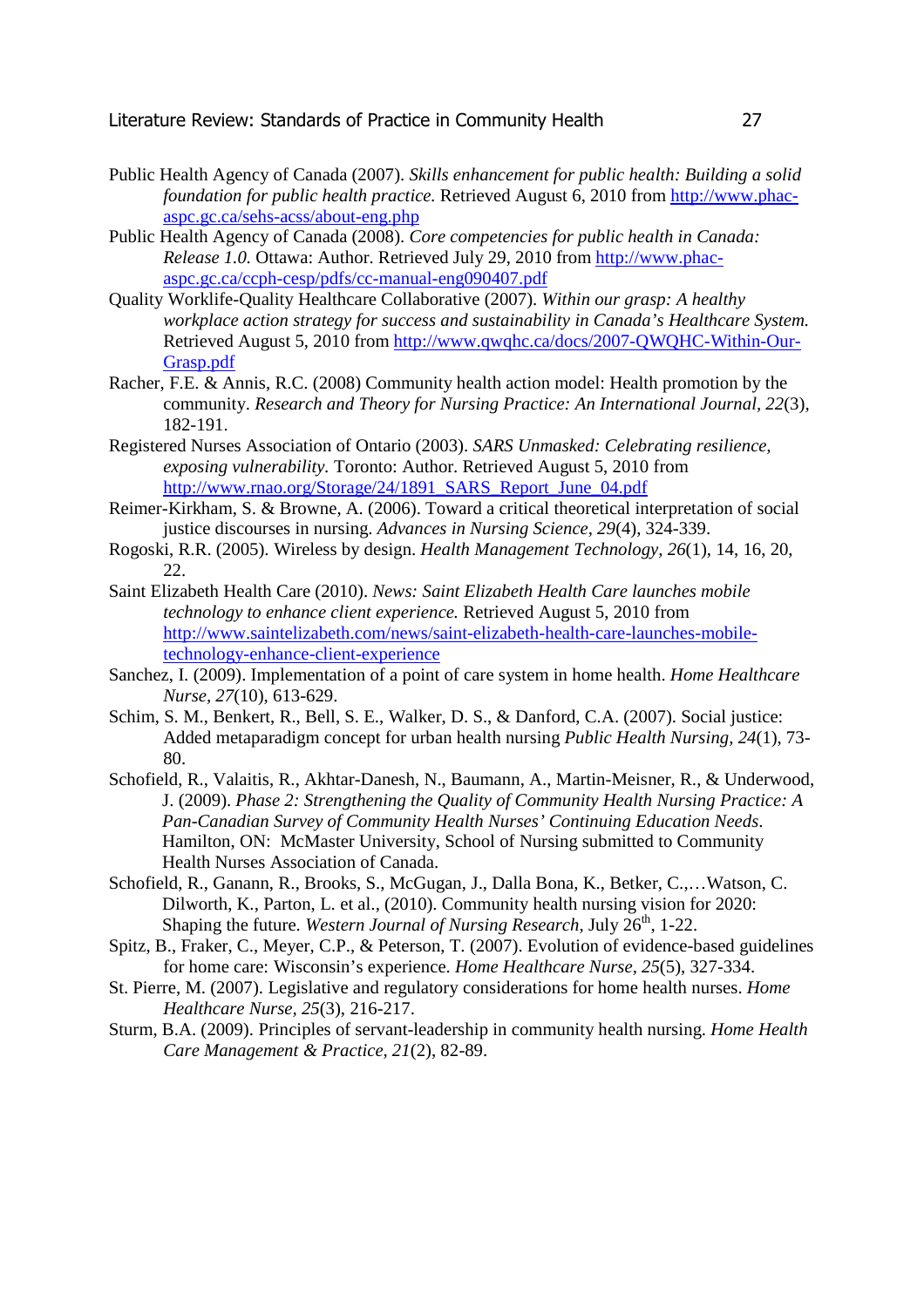Public Health Agency of Canada (2007). *Skills enhancement for public health: Building a solid foundation for public health practice.* Retrieved August 6, 2010 from http://www.phac-aspc.gc.ca/sehs-acss/about-eng.php

Public Health Agency of Canada (2008). *Core competencies for public health in Canada: Release 1.0.* Ottawa: Author. Retrieved July 29, 2010 from http://www.phac-aspc.gc.ca/ccph-cesp/pdfs/cc-manual-eng090407.pdf

Quality Worklife-Quality Healthcare Collaborative (2007). *Within our grasp: A healthy workplace action strategy for success and sustainability in Canada's Healthcare System.* Retrieved August 5, 2010 from http://www.qwqhc.ca/docs/2007-QWQHC-Within-Our-Grasp.pdf

Racher, F.E. & Annis, R.C. (2008) Community health action model: Health promotion by the community. *Research and Theory for Nursing Practice: An International Journal, 22*(3), 182-191.

Registered Nurses Association of Ontario (2003). *SARS Unmasked: Celebrating resilience, exposing vulnerability.* Toronto: Author. Retrieved August 5, 2010 from http://www.rnao.org/Storage/24/1891_SARS_Report_June_04.pdf

Reimer-Kirkham, S. & Browne, A. (2006). Toward a critical theoretical interpretation of social justice discourses in nursing. *Advances in Nursing Science, 29*(4), 324-339.

Rogoski, R.R. (2005). Wireless by design. *Health Management Technology, 26*(1), 14, 16, 20, 22.

Saint Elizabeth Health Care (2010). *News: Saint Elizabeth Health Care launches mobile technology to enhance client experience.* Retrieved August 5, 2010 from http://www.saintelizabeth.com/news/saint-elizabeth-health-care-launches-mobile-technology-enhance-client-experience

Sanchez, I. (2009). Implementation of a point of care system in home health. *Home Healthcare Nurse, 27*(10), 613-629.

Schim, S. M., Benkert, R., Bell, S. E., Walker, D. S., & Danford, C.A. (2007). Social justice: Added metaparadigm concept for urban health nursing *Public Health Nursing, 24*(1), 73-80.

Schofield, R., Valaitis, R., Akhtar-Danesh, N., Baumann, A., Martin-Meisner, R., & Underwood, J. (2009). *Phase 2: Strengthening the Quality of Community Health Nursing Practice: A Pan-Canadian Survey of Community Health Nurses' Continuing Education Needs.* Hamilton, ON: McMaster University, School of Nursing submitted to Community Health Nurses Association of Canada.

Schofield, R., Ganann, R., Brooks, S., McGugan, J., Dalla Bona, K., Betker, C.,…Watson, C. Dilworth, K., Parton, L. et al., (2010). Community health nursing vision for 2020: Shaping the future. *Western Journal of Nursing Research*, July 26th, 1-22.

Spitz, B., Fraker, C., Meyer, C.P., & Peterson, T. (2007). Evolution of evidence-based guidelines for home care: Wisconsin's experience. *Home Healthcare Nurse, 25*(5), 327-334.

St. Pierre, M. (2007). Legislative and regulatory considerations for home health nurses. *Home Healthcare Nurse, 25*(3), 216-217.

Sturm, B.A. (2009). Principles of servant-leadership in community health nursing. *Home Health Care Management & Practice, 21*(2), 82-89.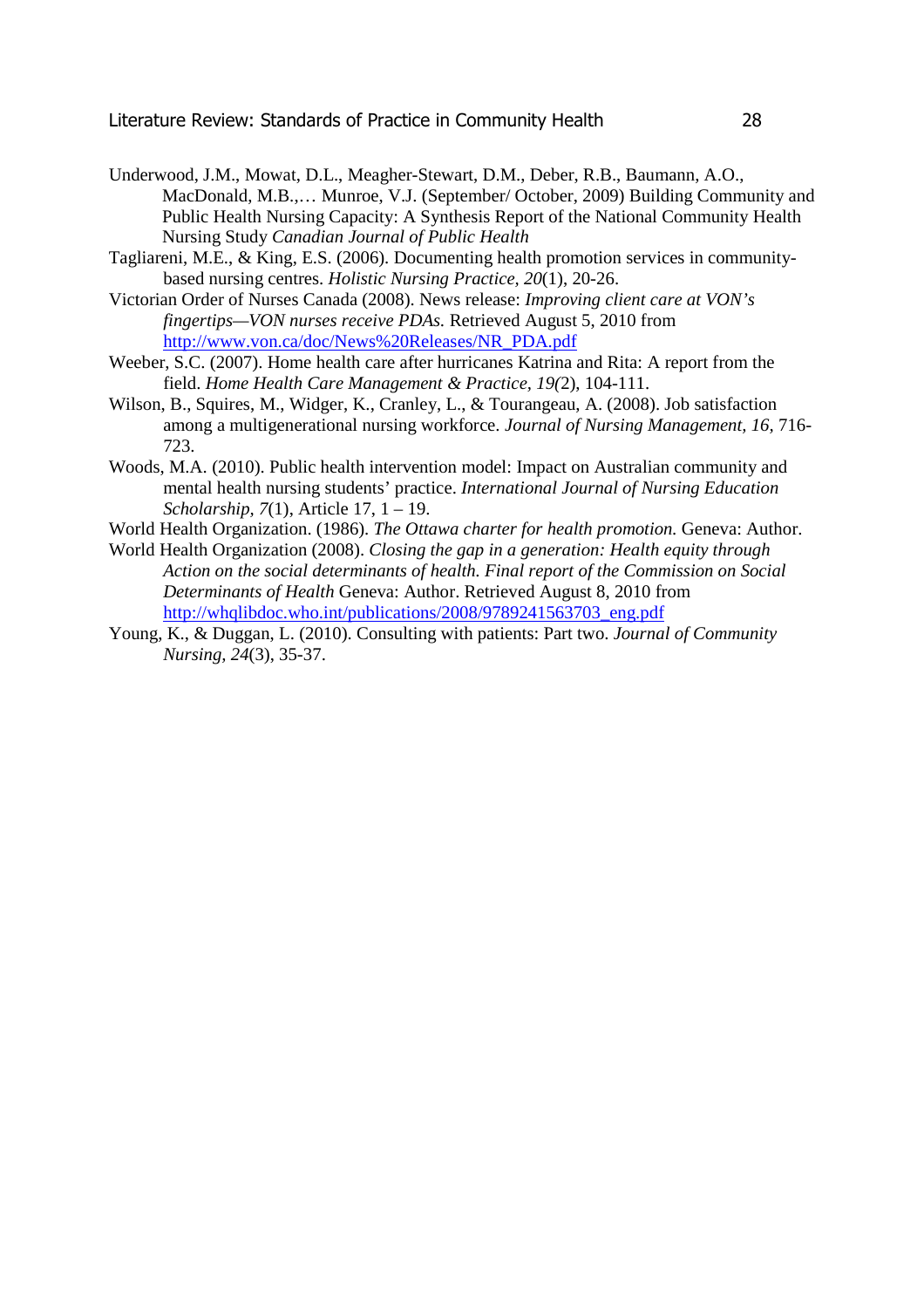Underwood, J.M., Mowat, D.L., Meagher-Stewart, D.M., Deber, R.B., Baumann, A.O., MacDonald, M.B.,… Munroe, V.J. (September/ October, 2009) Building Community and Public Health Nursing Capacity: A Synthesis Report of the National Community Health Nursing Study *Canadian Journal of Public Health*

Tagliareni, M.E., & King, E.S. (2006). Documenting health promotion services in community-based nursing centres. *Holistic Nursing Practice, 20*(1), 20-26.

Victorian Order of Nurses Canada (2008). News release: *Improving client care at VON's fingertips—VON nurses receive PDAs.* Retrieved August 5, 2010 from http://www.von.ca/doc/News%20Releases/NR_PDA.pdf

Weeber, S.C. (2007). Home health care after hurricanes Katrina and Rita: A report from the field. *Home Health Care Management & Practice, 19(*2), 104-111.

Wilson, B., Squires, M., Widger, K., Cranley, L., & Tourangeau, A. (2008). Job satisfaction among a multigenerational nursing workforce. *Journal of Nursing Management, 16,* 716-723.

Woods, M.A. (2010). Public health intervention model: Impact on Australian community and mental health nursing students' practice. *International Journal of Nursing Education Scholarship, 7*(1), Article 17, 1 – 19.

World Health Organization. (1986). *The Ottawa charter for health promotion.* Geneva: Author.

World Health Organization (2008). *Closing the gap in a generation: Health equity through Action on the social determinants of health. Final report of the Commission on Social Determinants of Health* Geneva: Author. Retrieved August 8, 2010 from http://whqlibdoc.who.int/publications/2008/9789241563703_eng.pdf

Young, K., & Duggan, L. (2010). Consulting with patients: Part two. *Journal of Community Nursing, 24*(3), 35-37.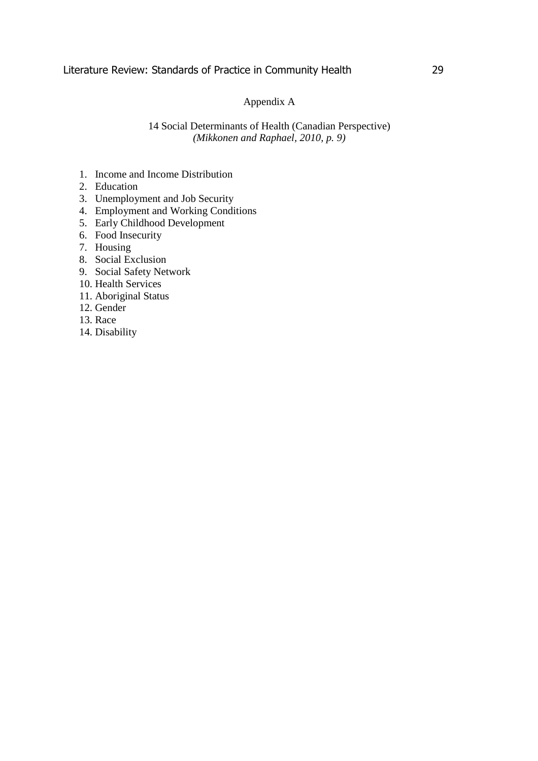# Appendix A

## 14 Social Determinants of Health (Canadian Perspective)

*(Mikkonen and Raphael, 2010, p. 9)*

1. Income and Income Distribution
2. Education
3. Unemployment and Job Security
4. Employment and Working Conditions
5. Early Childhood Development
6. Food Insecurity
7. Housing
8. Social Exclusion
9. Social Safety Network
10. Health Services
11. Aboriginal Status
12. Gender
13. Race
14. Disability